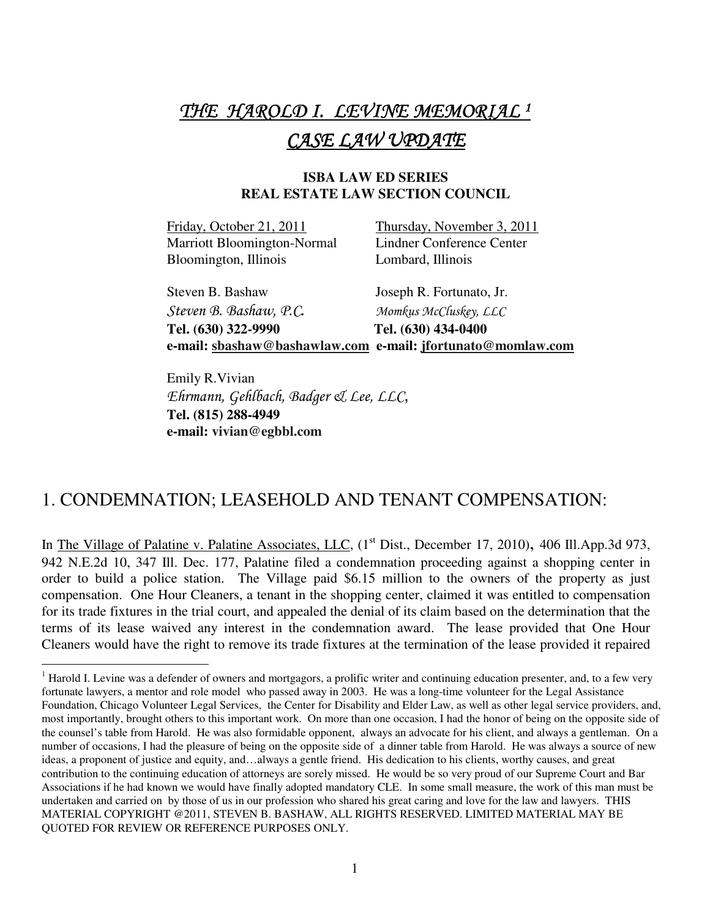# *THE HAROLD I. LEVINE MEMORIAL* [1]
# *CASE LAW UPDATE*

**ISBA LAW ED SERIES**
**REAL ESTATE LAW SECTION COUNCIL**

| | |
|---|---|
| Friday, October 21, 2011 | Thursday, November 3, 2011 |
| Marriott Bloomington-Normal | Lindner Conference Center |
| Bloomington, Illinois | Lombard, Illinois |
| Steven B. Bashaw | Joseph R. Fortunato, Jr. |
| *Steven B. Bashaw, P.C.* | *Momkus McCluskey, LLC* |
| **Tel. (630) 322-9990** | **Tel. (630) 434-0400** |
| **e-mail: sbashaw@bashawlaw.com** | **e-mail: jfortunato@momlaw.com** |

Emily R.Vivian
*Ehrmann, Gehlbach, Badger & Lee, LLC*,
**Tel. (815) 288-4949**
**e-mail: vivian@egbbl.com**

## 1. CONDEMNATION; LEASEHOLD AND TENANT COMPENSATION:

In The Village of Palatine v. Palatine Associates, LLC, (1st Dist., December 17, 2010), 406 Ill.App.3d 973, 942 N.E.2d 10, 347 Ill. Dec. 177, Palatine filed a condemnation proceeding against a shopping center in order to build a police station. The Village paid $6.15 million to the owners of the property as just compensation. One Hour Cleaners, a tenant in the shopping center, claimed it was entitled to compensation for its trade fixtures in the trial court, and appealed the denial of its claim based on the determination that the terms of its lease waived any interest in the condemnation award. The lease provided that One Hour Cleaners would have the right to remove its trade fixtures at the termination of the lease provided it repaired

[1] Harold I. Levine was a defender of owners and mortgagors, a prolific writer and continuing education presenter, and, to a few very fortunate lawyers, a mentor and role model who passed away in 2003. He was a long-time volunteer for the Legal Assistance Foundation, Chicago Volunteer Legal Services, the Center for Disability and Elder Law, as well as other legal service providers, and, most importantly, brought others to this important work. On more than one occasion, I had the honor of being on the opposite side of the counsel's table from Harold. He was also formidable opponent, always an advocate for his client, and always a gentleman. On a number of occasions, I had the pleasure of being on the opposite side of a dinner table from Harold. He was always a source of new ideas, a proponent of justice and equity, and…always a gentle friend. His dedication to his clients, worthy causes, and great contribution to the continuing education of attorneys are sorely missed. He would be so very proud of our Supreme Court and Bar Associations if he had known we would have finally adopted mandatory CLE. In some small measure, the work of this man must be undertaken and carried on by those of us in our profession who shared his great caring and love for the law and lawyers. THIS MATERIAL COPYRIGHT @2011, STEVEN B. BASHAW, ALL RIGHTS RESERVED. LIMITED MATERIAL MAY BE QUOTED FOR REVIEW OR REFERENCE PURPOSES ONLY.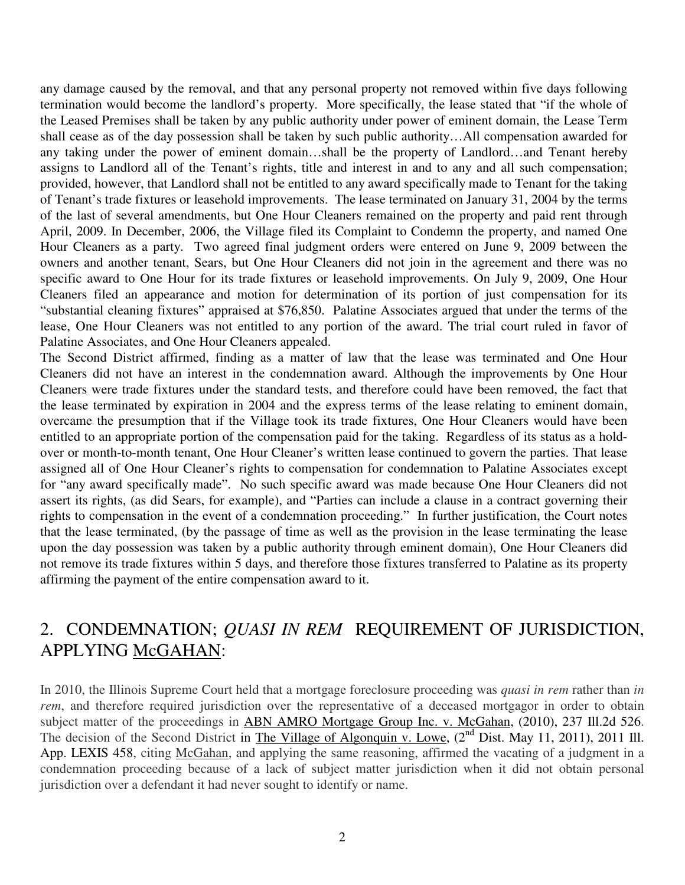any damage caused by the removal, and that any personal property not removed within five days following termination would become the landlord's property. More specifically, the lease stated that "if the whole of the Leased Premises shall be taken by any public authority under power of eminent domain, the Lease Term shall cease as of the day possession shall be taken by such public authority…All compensation awarded for any taking under the power of eminent domain…shall be the property of Landlord…and Tenant hereby assigns to Landlord all of the Tenant's rights, title and interest in and to any and all such compensation; provided, however, that Landlord shall not be entitled to any award specifically made to Tenant for the taking of Tenant's trade fixtures or leasehold improvements. The lease terminated on January 31, 2004 by the terms of the last of several amendments, but One Hour Cleaners remained on the property and paid rent through April, 2009. In December, 2006, the Village filed its Complaint to Condemn the property, and named One Hour Cleaners as a party. Two agreed final judgment orders were entered on June 9, 2009 between the owners and another tenant, Sears, but One Hour Cleaners did not join in the agreement and there was no specific award to One Hour for its trade fixtures or leasehold improvements. On July 9, 2009, One Hour Cleaners filed an appearance and motion for determination of its portion of just compensation for its "substantial cleaning fixtures" appraised at $76,850. Palatine Associates argued that under the terms of the lease, One Hour Cleaners was not entitled to any portion of the award. The trial court ruled in favor of Palatine Associates, and One Hour Cleaners appealed.

The Second District affirmed, finding as a matter of law that the lease was terminated and One Hour Cleaners did not have an interest in the condemnation award. Although the improvements by One Hour Cleaners were trade fixtures under the standard tests, and therefore could have been removed, the fact that the lease terminated by expiration in 2004 and the express terms of the lease relating to eminent domain, overcame the presumption that if the Village took its trade fixtures, One Hour Cleaners would have been entitled to an appropriate portion of the compensation paid for the taking. Regardless of its status as a hold-over or month-to-month tenant, One Hour Cleaner's written lease continued to govern the parties. That lease assigned all of One Hour Cleaner's rights to compensation for condemnation to Palatine Associates except for "any award specifically made". No such specific award was made because One Hour Cleaners did not assert its rights, (as did Sears, for example), and "Parties can include a clause in a contract governing their rights to compensation in the event of a condemnation proceeding." In further justification, the Court notes that the lease terminated, (by the passage of time as well as the provision in the lease terminating the lease upon the day possession was taken by a public authority through eminent domain), One Hour Cleaners did not remove its trade fixtures within 5 days, and therefore those fixtures transferred to Palatine as its property affirming the payment of the entire compensation award to it.

## 2. CONDEMNATION; *QUASI IN REM* REQUIREMENT OF JURISDICTION, APPLYING McGAHAN:

In 2010, the Illinois Supreme Court held that a mortgage foreclosure proceeding was *quasi in rem* rather than *in rem*, and therefore required jurisdiction over the representative of a deceased mortgagor in order to obtain subject matter of the proceedings in ABN AMRO Mortgage Group Inc. v. McGahan, (2010), 237 Ill.2d 526. The decision of the Second District in The Village of Algonquin v. Lowe, (2nd Dist. May 11, 2011), 2011 Ill. App. LEXIS 458, citing McGahan, and applying the same reasoning, affirmed the vacating of a judgment in a condemnation proceeding because of a lack of subject matter jurisdiction when it did not obtain personal jurisdiction over a defendant it had never sought to identify or name.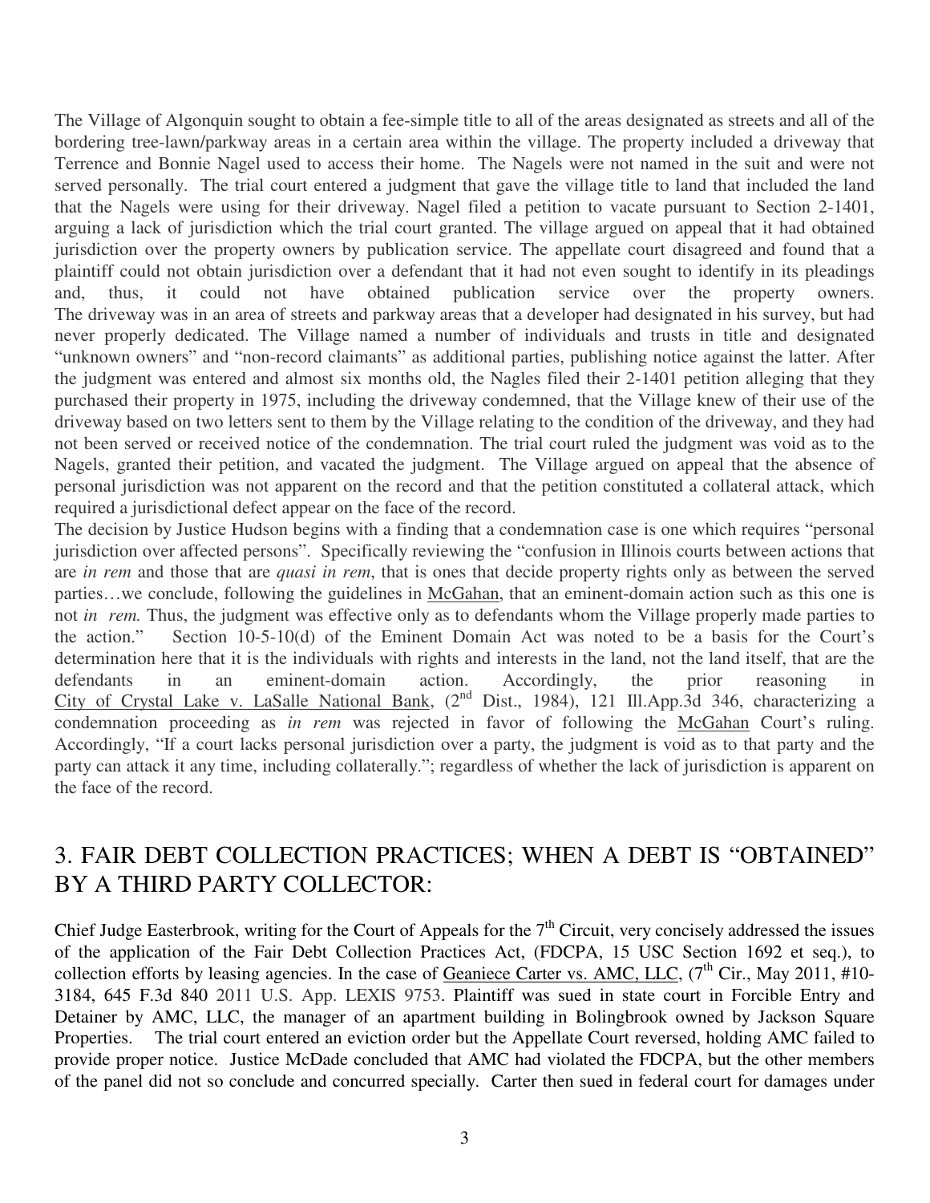The Village of Algonquin sought to obtain a fee-simple title to all of the areas designated as streets and all of the bordering tree-lawn/parkway areas in a certain area within the village. The property included a driveway that Terrence and Bonnie Nagel used to access their home. The Nagels were not named in the suit and were not served personally. The trial court entered a judgment that gave the village title to land that included the land that the Nagels were using for their driveway. Nagel filed a petition to vacate pursuant to Section 2-1401, arguing a lack of jurisdiction which the trial court granted. The village argued on appeal that it had obtained jurisdiction over the property owners by publication service. The appellate court disagreed and found that a plaintiff could not obtain jurisdiction over a defendant that it had not even sought to identify in its pleadings and, thus, it could not have obtained publication service over the property owners. The driveway was in an area of streets and parkway areas that a developer had designated in his survey, but had never properly dedicated. The Village named a number of individuals and trusts in title and designated "unknown owners" and "non-record claimants" as additional parties, publishing notice against the latter. After the judgment was entered and almost six months old, the Nagles filed their 2-1401 petition alleging that they purchased their property in 1975, including the driveway condemned, that the Village knew of their use of the driveway based on two letters sent to them by the Village relating to the condition of the driveway, and they had not been served or received notice of the condemnation. The trial court ruled the judgment was void as to the Nagels, granted their petition, and vacated the judgment. The Village argued on appeal that the absence of personal jurisdiction was not apparent on the record and that the petition constituted a collateral attack, which required a jurisdictional defect appear on the face of the record.

The decision by Justice Hudson begins with a finding that a condemnation case is one which requires "personal jurisdiction over affected persons". Specifically reviewing the "confusion in Illinois courts between actions that are *in rem* and those that are *quasi in rem*, that is ones that decide property rights only as between the served parties…we conclude, following the guidelines in McGahan, that an eminent-domain action such as this one is not *in rem.* Thus, the judgment was effective only as to defendants whom the Village properly made parties to the action." Section 10-5-10(d) of the Eminent Domain Act was noted to be a basis for the Court's determination here that it is the individuals with rights and interests in the land, not the land itself, that are the defendants in an eminent-domain action. Accordingly, the prior reasoning in City of Crystal Lake v. LaSalle National Bank, (2nd Dist., 1984), 121 Ill.App.3d 346, characterizing a condemnation proceeding as *in rem* was rejected in favor of following the McGahan Court's ruling. Accordingly, "If a court lacks personal jurisdiction over a party, the judgment is void as to that party and the party can attack it any time, including collaterally."; regardless of whether the lack of jurisdiction is apparent on the face of the record.

## 3. FAIR DEBT COLLECTION PRACTICES; WHEN A DEBT IS "OBTAINED" BY A THIRD PARTY COLLECTOR:

Chief Judge Easterbrook, writing for the Court of Appeals for the 7th Circuit, very concisely addressed the issues of the application of the Fair Debt Collection Practices Act, (FDCPA, 15 USC Section 1692 et seq.), to collection efforts by leasing agencies. In the case of Geaniece Carter vs. AMC, LLC, (7th Cir., May 2011, #10-3184, 645 F.3d 840 2011 U.S. App. LEXIS 9753. Plaintiff was sued in state court in Forcible Entry and Detainer by AMC, LLC, the manager of an apartment building in Bolingbrook owned by Jackson Square Properties. The trial court entered an eviction order but the Appellate Court reversed, holding AMC failed to provide proper notice. Justice McDade concluded that AMC had violated the FDCPA, but the other members of the panel did not so conclude and concurred specially. Carter then sued in federal court for damages under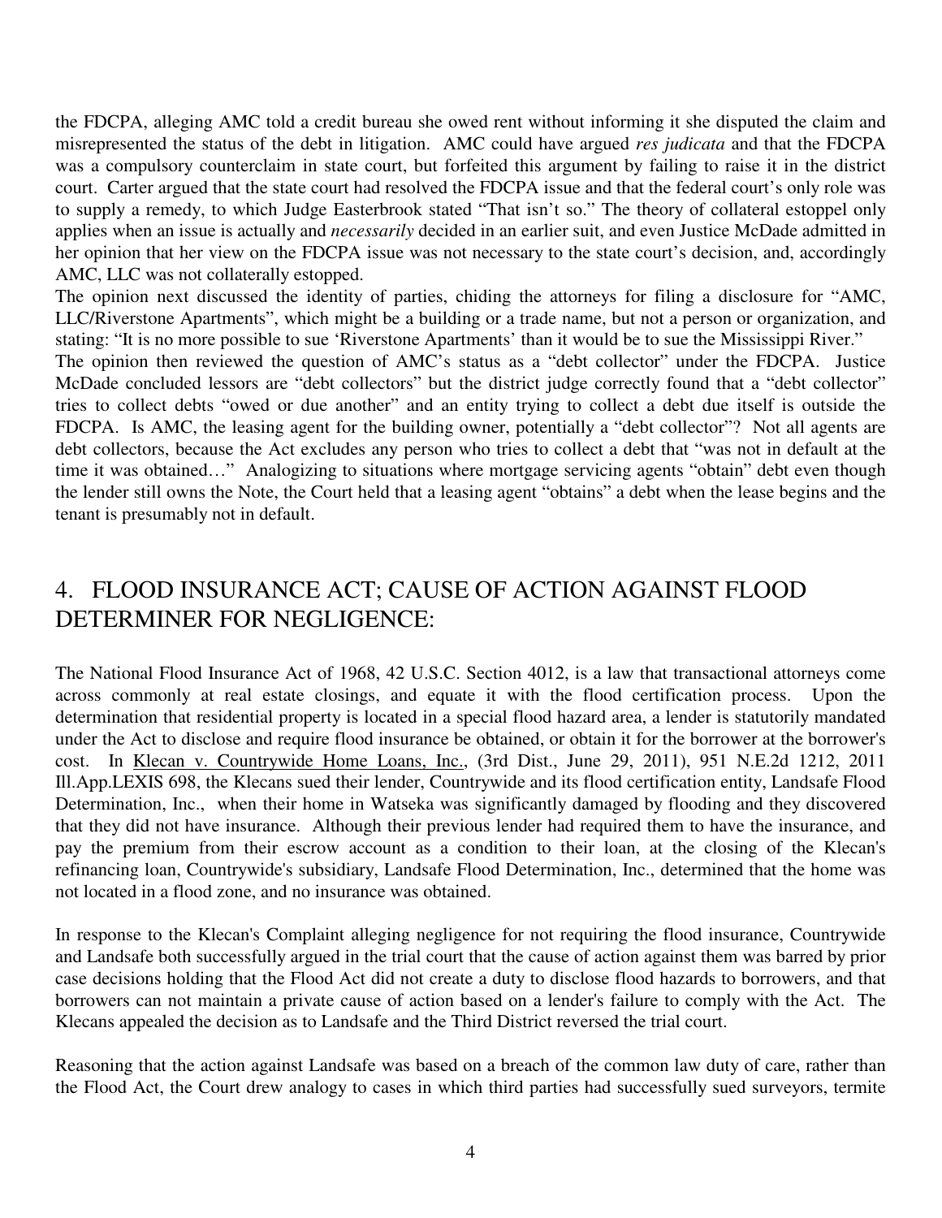the FDCPA, alleging AMC told a credit bureau she owed rent without informing it she disputed the claim and misrepresented the status of the debt in litigation. AMC could have argued *res judicata* and that the FDCPA was a compulsory counterclaim in state court, but forfeited this argument by failing to raise it in the district court. Carter argued that the state court had resolved the FDCPA issue and that the federal court's only role was to supply a remedy, to which Judge Easterbrook stated "That isn't so." The theory of collateral estoppel only applies when an issue is actually and *necessarily* decided in an earlier suit, and even Justice McDade admitted in her opinion that her view on the FDCPA issue was not necessary to the state court's decision, and, accordingly AMC, LLC was not collaterally estopped.

The opinion next discussed the identity of parties, chiding the attorneys for filing a disclosure for "AMC, LLC/Riverstone Apartments", which might be a building or a trade name, but not a person or organization, and stating: "It is no more possible to sue 'Riverstone Apartments' than it would be to sue the Mississippi River."

The opinion then reviewed the question of AMC's status as a "debt collector" under the FDCPA. Justice McDade concluded lessors are "debt collectors" but the district judge correctly found that a "debt collector" tries to collect debts "owed or due another" and an entity trying to collect a debt due itself is outside the FDCPA. Is AMC, the leasing agent for the building owner, potentially a "debt collector"? Not all agents are debt collectors, because the Act excludes any person who tries to collect a debt that "was not in default at the time it was obtained…" Analogizing to situations where mortgage servicing agents "obtain" debt even though the lender still owns the Note, the Court held that a leasing agent "obtains" a debt when the lease begins and the tenant is presumably not in default.

## 4. FLOOD INSURANCE ACT; CAUSE OF ACTION AGAINST FLOOD DETERMINER FOR NEGLIGENCE:

The National Flood Insurance Act of 1968, 42 U.S.C. Section 4012, is a law that transactional attorneys come across commonly at real estate closings, and equate it with the flood certification process. Upon the determination that residential property is located in a special flood hazard area, a lender is statutorily mandated under the Act to disclose and require flood insurance be obtained, or obtain it for the borrower at the borrower's cost. In Klecan v. Countrywide Home Loans, Inc., (3rd Dist., June 29, 2011), 951 N.E.2d 1212, 2011 Ill.App.LEXIS 698, the Klecans sued their lender, Countrywide and its flood certification entity, Landsafe Flood Determination, Inc., when their home in Watseka was significantly damaged by flooding and they discovered that they did not have insurance. Although their previous lender had required them to have the insurance, and pay the premium from their escrow account as a condition to their loan, at the closing of the Klecan's refinancing loan, Countrywide's subsidiary, Landsafe Flood Determination, Inc., determined that the home was not located in a flood zone, and no insurance was obtained.

In response to the Klecan's Complaint alleging negligence for not requiring the flood insurance, Countrywide and Landsafe both successfully argued in the trial court that the cause of action against them was barred by prior case decisions holding that the Flood Act did not create a duty to disclose flood hazards to borrowers, and that borrowers can not maintain a private cause of action based on a lender's failure to comply with the Act. The Klecans appealed the decision as to Landsafe and the Third District reversed the trial court.

Reasoning that the action against Landsafe was based on a breach of the common law duty of care, rather than the Flood Act, the Court drew analogy to cases in which third parties had successfully sued surveyors, termite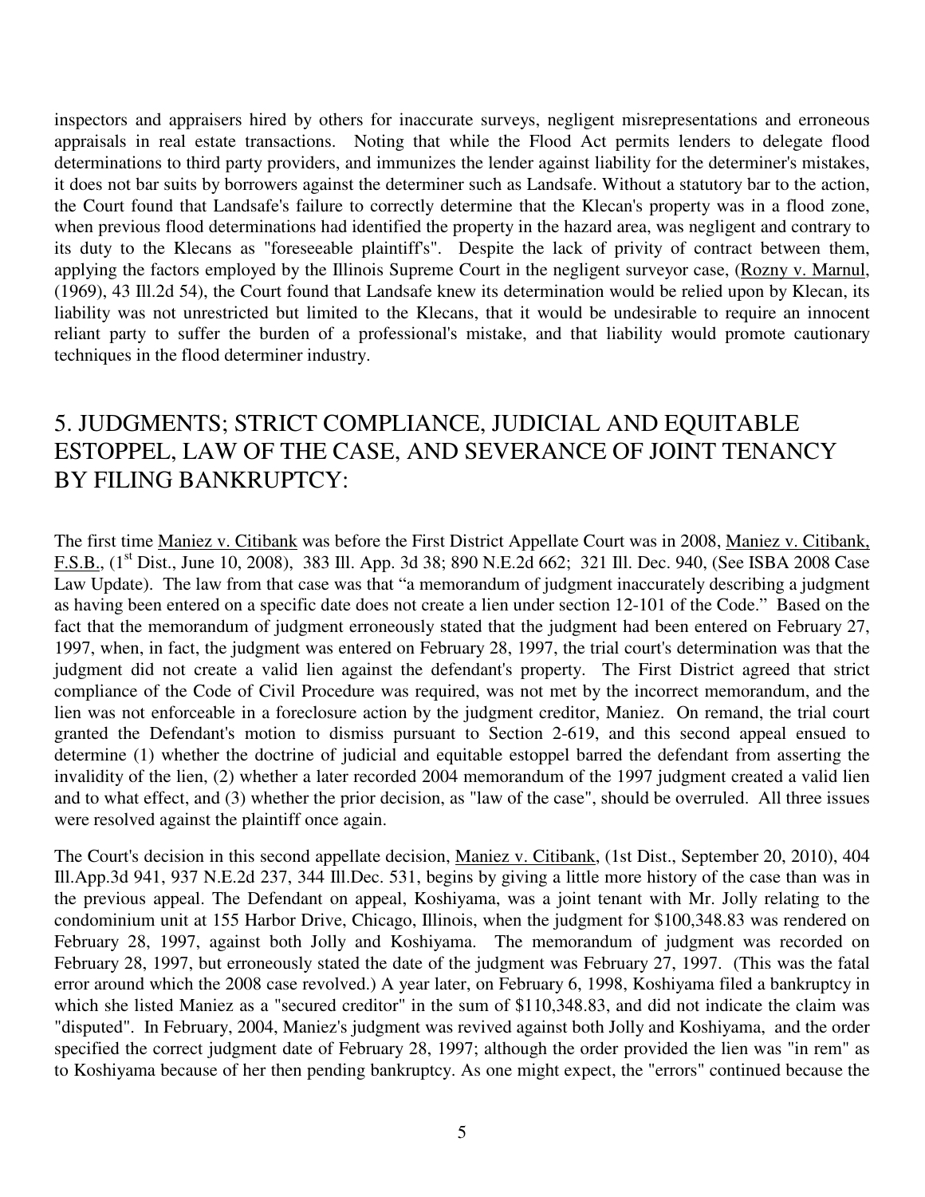inspectors and appraisers hired by others for inaccurate surveys, negligent misrepresentations and erroneous appraisals in real estate transactions. Noting that while the Flood Act permits lenders to delegate flood determinations to third party providers, and immunizes the lender against liability for the determiner's mistakes, it does not bar suits by borrowers against the determiner such as Landsafe. Without a statutory bar to the action, the Court found that Landsafe's failure to correctly determine that the Klecan's property was in a flood zone, when previous flood determinations had identified the property in the hazard area, was negligent and contrary to its duty to the Klecans as "foreseeable plaintiff's". Despite the lack of privity of contract between them, applying the factors employed by the Illinois Supreme Court in the negligent surveyor case, (Rozny v. Marnul, (1969), 43 Ill.2d 54), the Court found that Landsafe knew its determination would be relied upon by Klecan, its liability was not unrestricted but limited to the Klecans, that it would be undesirable to require an innocent reliant party to suffer the burden of a professional's mistake, and that liability would promote cautionary techniques in the flood determiner industry.

## 5. JUDGMENTS; STRICT COMPLIANCE, JUDICIAL AND EQUITABLE ESTOPPEL, LAW OF THE CASE, AND SEVERANCE OF JOINT TENANCY BY FILING BANKRUPTCY:

The first time Maniez v. Citibank was before the First District Appellate Court was in 2008, Maniez v. Citibank, F.S.B., (1st Dist., June 10, 2008), 383 Ill. App. 3d 38; 890 N.E.2d 662; 321 Ill. Dec. 940, (See ISBA 2008 Case Law Update). The law from that case was that "a memorandum of judgment inaccurately describing a judgment as having been entered on a specific date does not create a lien under section 12-101 of the Code." Based on the fact that the memorandum of judgment erroneously stated that the judgment had been entered on February 27, 1997, when, in fact, the judgment was entered on February 28, 1997, the trial court's determination was that the judgment did not create a valid lien against the defendant's property. The First District agreed that strict compliance of the Code of Civil Procedure was required, was not met by the incorrect memorandum, and the lien was not enforceable in a foreclosure action by the judgment creditor, Maniez. On remand, the trial court granted the Defendant's motion to dismiss pursuant to Section 2-619, and this second appeal ensued to determine (1) whether the doctrine of judicial and equitable estoppel barred the defendant from asserting the invalidity of the lien, (2) whether a later recorded 2004 memorandum of the 1997 judgment created a valid lien and to what effect, and (3) whether the prior decision, as "law of the case", should be overruled. All three issues were resolved against the plaintiff once again.

The Court's decision in this second appellate decision, Maniez v. Citibank, (1st Dist., September 20, 2010), 404 Ill.App.3d 941, 937 N.E.2d 237, 344 Ill.Dec. 531, begins by giving a little more history of the case than was in the previous appeal. The Defendant on appeal, Koshiyama, was a joint tenant with Mr. Jolly relating to the condominium unit at 155 Harbor Drive, Chicago, Illinois, when the judgment for $100,348.83 was rendered on February 28, 1997, against both Jolly and Koshiyama. The memorandum of judgment was recorded on February 28, 1997, but erroneously stated the date of the judgment was February 27, 1997. (This was the fatal error around which the 2008 case revolved.) A year later, on February 6, 1998, Koshiyama filed a bankruptcy in which she listed Maniez as a "secured creditor" in the sum of $110,348.83, and did not indicate the claim was "disputed". In February, 2004, Maniez's judgment was revived against both Jolly and Koshiyama, and the order specified the correct judgment date of February 28, 1997; although the order provided the lien was "in rem" as to Koshiyama because of her then pending bankruptcy. As one might expect, the "errors" continued because the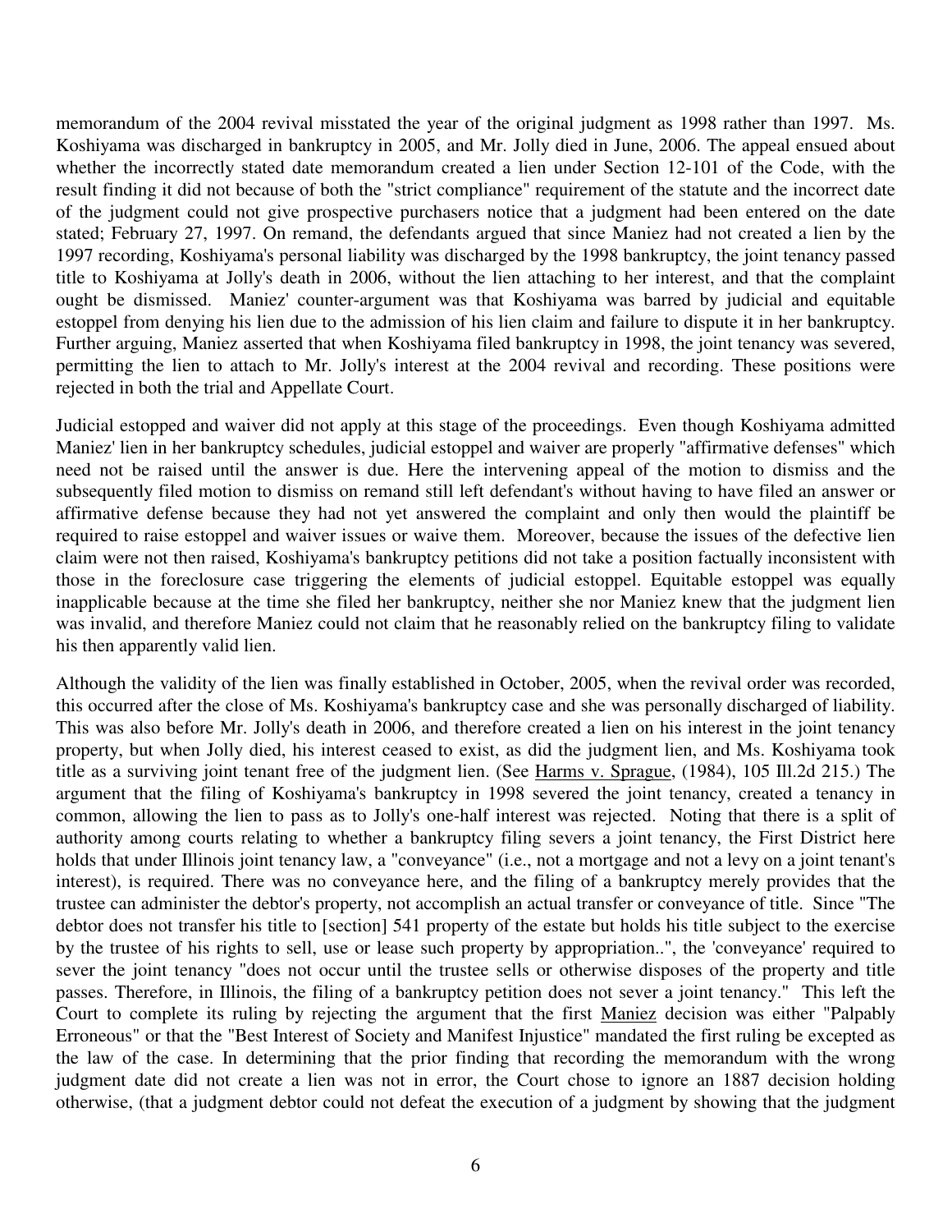memorandum of the 2004 revival misstated the year of the original judgment as 1998 rather than 1997. Ms. Koshiyama was discharged in bankruptcy in 2005, and Mr. Jolly died in June, 2006. The appeal ensued about whether the incorrectly stated date memorandum created a lien under Section 12-101 of the Code, with the result finding it did not because of both the "strict compliance" requirement of the statute and the incorrect date of the judgment could not give prospective purchasers notice that a judgment had been entered on the date stated; February 27, 1997. On remand, the defendants argued that since Maniez had not created a lien by the 1997 recording, Koshiyama's personal liability was discharged by the 1998 bankruptcy, the joint tenancy passed title to Koshiyama at Jolly's death in 2006, without the lien attaching to her interest, and that the complaint ought be dismissed. Maniez' counter-argument was that Koshiyama was barred by judicial and equitable estoppel from denying his lien due to the admission of his lien claim and failure to dispute it in her bankruptcy. Further arguing, Maniez asserted that when Koshiyama filed bankruptcy in 1998, the joint tenancy was severed, permitting the lien to attach to Mr. Jolly's interest at the 2004 revival and recording. These positions were rejected in both the trial and Appellate Court.

Judicial estopped and waiver did not apply at this stage of the proceedings. Even though Koshiyama admitted Maniez' lien in her bankruptcy schedules, judicial estoppel and waiver are properly "affirmative defenses" which need not be raised until the answer is due. Here the intervening appeal of the motion to dismiss and the subsequently filed motion to dismiss on remand still left defendant's without having to have filed an answer or affirmative defense because they had not yet answered the complaint and only then would the plaintiff be required to raise estoppel and waiver issues or waive them. Moreover, because the issues of the defective lien claim were not then raised, Koshiyama's bankruptcy petitions did not take a position factually inconsistent with those in the foreclosure case triggering the elements of judicial estoppel. Equitable estoppel was equally inapplicable because at the time she filed her bankruptcy, neither she nor Maniez knew that the judgment lien was invalid, and therefore Maniez could not claim that he reasonably relied on the bankruptcy filing to validate his then apparently valid lien.

Although the validity of the lien was finally established in October, 2005, when the revival order was recorded, this occurred after the close of Ms. Koshiyama's bankruptcy case and she was personally discharged of liability. This was also before Mr. Jolly's death in 2006, and therefore created a lien on his interest in the joint tenancy property, but when Jolly died, his interest ceased to exist, as did the judgment lien, and Ms. Koshiyama took title as a surviving joint tenant free of the judgment lien. (See Harms v. Sprague, (1984), 105 Ill.2d 215.) The argument that the filing of Koshiyama's bankruptcy in 1998 severed the joint tenancy, created a tenancy in common, allowing the lien to pass as to Jolly's one-half interest was rejected. Noting that there is a split of authority among courts relating to whether a bankruptcy filing severs a joint tenancy, the First District here holds that under Illinois joint tenancy law, a "conveyance" (i.e., not a mortgage and not a levy on a joint tenant's interest), is required. There was no conveyance here, and the filing of a bankruptcy merely provides that the trustee can administer the debtor's property, not accomplish an actual transfer or conveyance of title. Since "The debtor does not transfer his title to [section] 541 property of the estate but holds his title subject to the exercise by the trustee of his rights to sell, use or lease such property by appropriation..", the 'conveyance' required to sever the joint tenancy "does not occur until the trustee sells or otherwise disposes of the property and title passes. Therefore, in Illinois, the filing of a bankruptcy petition does not sever a joint tenancy." This left the Court to complete its ruling by rejecting the argument that the first Maniez decision was either "Palpably Erroneous" or that the "Best Interest of Society and Manifest Injustice" mandated the first ruling be excepted as the law of the case. In determining that the prior finding that recording the memorandum with the wrong judgment date did not create a lien was not in error, the Court chose to ignore an 1887 decision holding otherwise, (that a judgment debtor could not defeat the execution of a judgment by showing that the judgment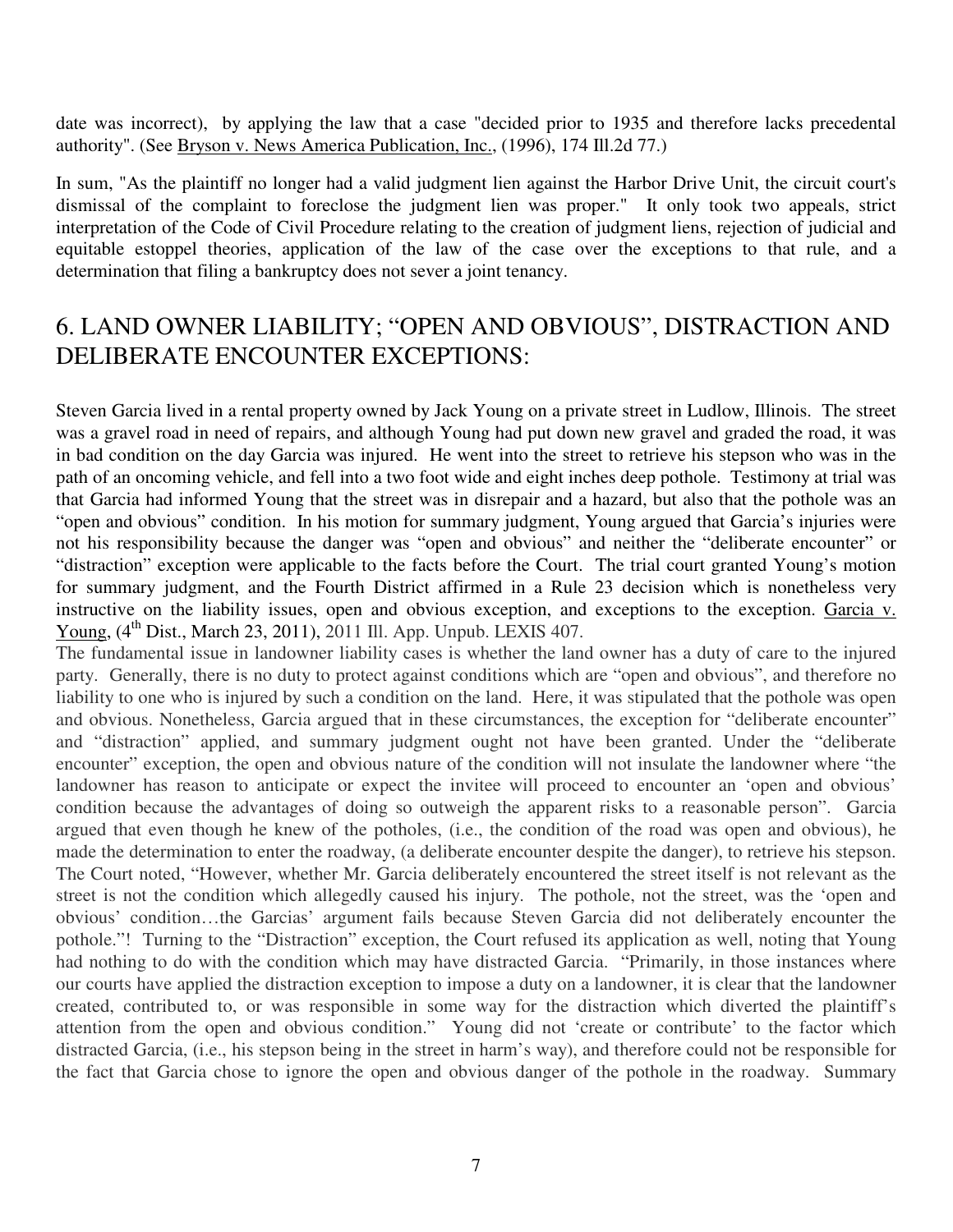date was incorrect), by applying the law that a case "decided prior to 1935 and therefore lacks precedental authority". (See Bryson v. News America Publication, Inc., (1996), 174 Ill.2d 77.)

In sum, "As the plaintiff no longer had a valid judgment lien against the Harbor Drive Unit, the circuit court's dismissal of the complaint to foreclose the judgment lien was proper." It only took two appeals, strict interpretation of the Code of Civil Procedure relating to the creation of judgment liens, rejection of judicial and equitable estoppel theories, application of the law of the case over the exceptions to that rule, and a determination that filing a bankruptcy does not sever a joint tenancy.

## 6. LAND OWNER LIABILITY; "OPEN AND OBVIOUS", DISTRACTION AND DELIBERATE ENCOUNTER EXCEPTIONS:

Steven Garcia lived in a rental property owned by Jack Young on a private street in Ludlow, Illinois. The street was a gravel road in need of repairs, and although Young had put down new gravel and graded the road, it was in bad condition on the day Garcia was injured. He went into the street to retrieve his stepson who was in the path of an oncoming vehicle, and fell into a two foot wide and eight inches deep pothole. Testimony at trial was that Garcia had informed Young that the street was in disrepair and a hazard, but also that the pothole was an "open and obvious" condition. In his motion for summary judgment, Young argued that Garcia's injuries were not his responsibility because the danger was "open and obvious" and neither the "deliberate encounter" or "distraction" exception were applicable to the facts before the Court. The trial court granted Young's motion for summary judgment, and the Fourth District affirmed in a Rule 23 decision which is nonetheless very instructive on the liability issues, open and obvious exception, and exceptions to the exception. Garcia v. Young, (4th Dist., March 23, 2011), 2011 Ill. App. Unpub. LEXIS 407.

The fundamental issue in landowner liability cases is whether the land owner has a duty of care to the injured party. Generally, there is no duty to protect against conditions which are "open and obvious", and therefore no liability to one who is injured by such a condition on the land. Here, it was stipulated that the pothole was open and obvious. Nonetheless, Garcia argued that in these circumstances, the exception for "deliberate encounter" and "distraction" applied, and summary judgment ought not have been granted. Under the "deliberate encounter" exception, the open and obvious nature of the condition will not insulate the landowner where "the landowner has reason to anticipate or expect the invitee will proceed to encounter an 'open and obvious' condition because the advantages of doing so outweigh the apparent risks to a reasonable person". Garcia argued that even though he knew of the potholes, (i.e., the condition of the road was open and obvious), he made the determination to enter the roadway, (a deliberate encounter despite the danger), to retrieve his stepson. The Court noted, "However, whether Mr. Garcia deliberately encountered the street itself is not relevant as the street is not the condition which allegedly caused his injury. The pothole, not the street, was the 'open and obvious' condition…the Garcias' argument fails because Steven Garcia did not deliberately encounter the pothole."! Turning to the "Distraction" exception, the Court refused its application as well, noting that Young had nothing to do with the condition which may have distracted Garcia. "Primarily, in those instances where our courts have applied the distraction exception to impose a duty on a landowner, it is clear that the landowner created, contributed to, or was responsible in some way for the distraction which diverted the plaintiff's attention from the open and obvious condition." Young did not 'create or contribute' to the factor which distracted Garcia, (i.e., his stepson being in the street in harm's way), and therefore could not be responsible for the fact that Garcia chose to ignore the open and obvious danger of the pothole in the roadway. Summary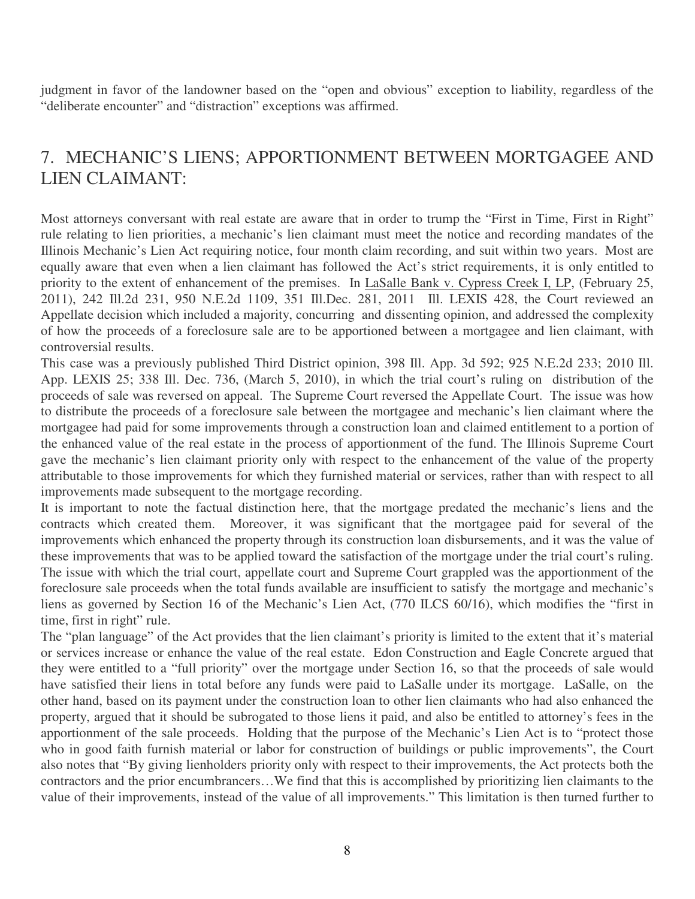judgment in favor of the landowner based on the "open and obvious" exception to liability, regardless of the "deliberate encounter" and "distraction" exceptions was affirmed.

## 7. MECHANIC'S LIENS; APPORTIONMENT BETWEEN MORTGAGEE AND LIEN CLAIMANT:

Most attorneys conversant with real estate are aware that in order to trump the "First in Time, First in Right" rule relating to lien priorities, a mechanic's lien claimant must meet the notice and recording mandates of the Illinois Mechanic's Lien Act requiring notice, four month claim recording, and suit within two years. Most are equally aware that even when a lien claimant has followed the Act's strict requirements, it is only entitled to priority to the extent of enhancement of the premises. In LaSalle Bank v. Cypress Creek I, LP, (February 25, 2011), 242 Ill.2d 231, 950 N.E.2d 1109, 351 Ill.Dec. 281, 2011 Ill. LEXIS 428, the Court reviewed an Appellate decision which included a majority, concurring and dissenting opinion, and addressed the complexity of how the proceeds of a foreclosure sale are to be apportioned between a mortgagee and lien claimant, with controversial results.

This case was a previously published Third District opinion, 398 Ill. App. 3d 592; 925 N.E.2d 233; 2010 Ill. App. LEXIS 25; 338 Ill. Dec. 736, (March 5, 2010), in which the trial court's ruling on distribution of the proceeds of sale was reversed on appeal. The Supreme Court reversed the Appellate Court. The issue was how to distribute the proceeds of a foreclosure sale between the mortgagee and mechanic's lien claimant where the mortgagee had paid for some improvements through a construction loan and claimed entitlement to a portion of the enhanced value of the real estate in the process of apportionment of the fund. The Illinois Supreme Court gave the mechanic's lien claimant priority only with respect to the enhancement of the value of the property attributable to those improvements for which they furnished material or services, rather than with respect to all improvements made subsequent to the mortgage recording.

It is important to note the factual distinction here, that the mortgage predated the mechanic's liens and the contracts which created them. Moreover, it was significant that the mortgagee paid for several of the improvements which enhanced the property through its construction loan disbursements, and it was the value of these improvements that was to be applied toward the satisfaction of the mortgage under the trial court's ruling. The issue with which the trial court, appellate court and Supreme Court grappled was the apportionment of the foreclosure sale proceeds when the total funds available are insufficient to satisfy the mortgage and mechanic's liens as governed by Section 16 of the Mechanic's Lien Act, (770 ILCS 60/16), which modifies the "first in time, first in right" rule.

The "plan language" of the Act provides that the lien claimant's priority is limited to the extent that it's material or services increase or enhance the value of the real estate. Edon Construction and Eagle Concrete argued that they were entitled to a "full priority" over the mortgage under Section 16, so that the proceeds of sale would have satisfied their liens in total before any funds were paid to LaSalle under its mortgage. LaSalle, on the other hand, based on its payment under the construction loan to other lien claimants who had also enhanced the property, argued that it should be subrogated to those liens it paid, and also be entitled to attorney's fees in the apportionment of the sale proceeds. Holding that the purpose of the Mechanic's Lien Act is to "protect those who in good faith furnish material or labor for construction of buildings or public improvements", the Court also notes that "By giving lienholders priority only with respect to their improvements, the Act protects both the contractors and the prior encumbrancers…We find that this is accomplished by prioritizing lien claimants to the value of their improvements, instead of the value of all improvements." This limitation is then turned further to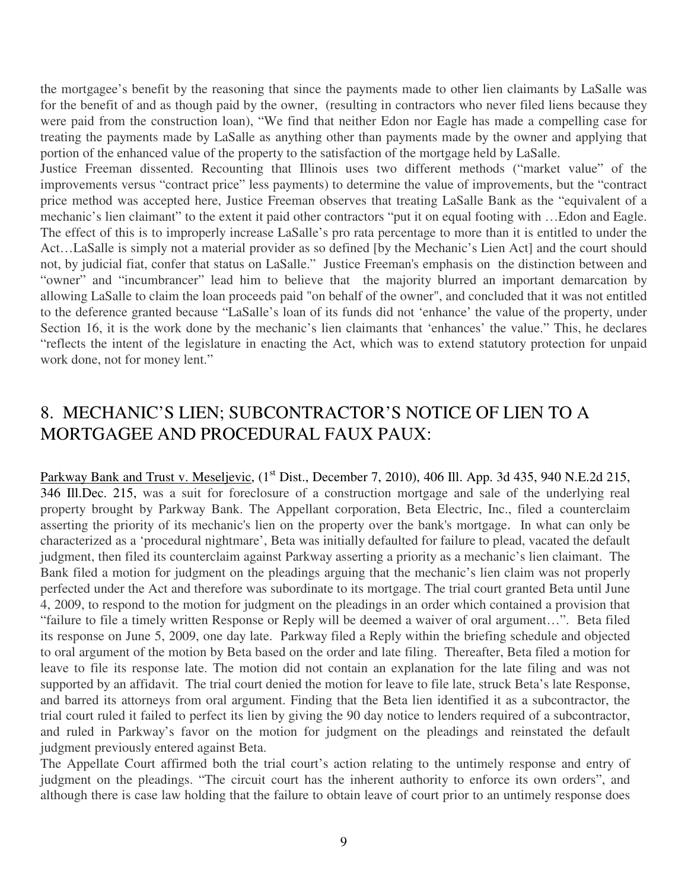the mortgagee's benefit by the reasoning that since the payments made to other lien claimants by LaSalle was for the benefit of and as though paid by the owner, (resulting in contractors who never filed liens because they were paid from the construction loan), "We find that neither Edon nor Eagle has made a compelling case for treating the payments made by LaSalle as anything other than payments made by the owner and applying that portion of the enhanced value of the property to the satisfaction of the mortgage held by LaSalle.

Justice Freeman dissented. Recounting that Illinois uses two different methods ("market value" of the improvements versus "contract price" less payments) to determine the value of improvements, but the "contract price method was accepted here, Justice Freeman observes that treating LaSalle Bank as the "equivalent of a mechanic's lien claimant" to the extent it paid other contractors "put it on equal footing with …Edon and Eagle. The effect of this is to improperly increase LaSalle's pro rata percentage to more than it is entitled to under the Act…LaSalle is simply not a material provider as so defined [by the Mechanic's Lien Act] and the court should not, by judicial fiat, confer that status on LaSalle." Justice Freeman's emphasis on the distinction between and "owner" and "incumbrancer" lead him to believe that the majority blurred an important demarcation by allowing LaSalle to claim the loan proceeds paid "on behalf of the owner", and concluded that it was not entitled to the deference granted because "LaSalle's loan of its funds did not 'enhance' the value of the property, under Section 16, it is the work done by the mechanic's lien claimants that 'enhances' the value." This, he declares "reflects the intent of the legislature in enacting the Act, which was to extend statutory protection for unpaid work done, not for money lent."

## 8. MECHANIC'S LIEN; SUBCONTRACTOR'S NOTICE OF LIEN TO A MORTGAGEE AND PROCEDURAL FAUX PAUX:

Parkway Bank and Trust v. Meseljevic, (1st Dist., December 7, 2010), 406 Ill. App. 3d 435, 940 N.E.2d 215, 346 Ill.Dec. 215, was a suit for foreclosure of a construction mortgage and sale of the underlying real property brought by Parkway Bank. The Appellant corporation, Beta Electric, Inc., filed a counterclaim asserting the priority of its mechanic's lien on the property over the bank's mortgage. In what can only be characterized as a 'procedural nightmare', Beta was initially defaulted for failure to plead, vacated the default judgment, then filed its counterclaim against Parkway asserting a priority as a mechanic's lien claimant. The Bank filed a motion for judgment on the pleadings arguing that the mechanic's lien claim was not properly perfected under the Act and therefore was subordinate to its mortgage. The trial court granted Beta until June 4, 2009, to respond to the motion for judgment on the pleadings in an order which contained a provision that "failure to file a timely written Response or Reply will be deemed a waiver of oral argument…". Beta filed its response on June 5, 2009, one day late. Parkway filed a Reply within the briefing schedule and objected to oral argument of the motion by Beta based on the order and late filing. Thereafter, Beta filed a motion for leave to file its response late. The motion did not contain an explanation for the late filing and was not supported by an affidavit. The trial court denied the motion for leave to file late, struck Beta's late Response, and barred its attorneys from oral argument. Finding that the Beta lien identified it as a subcontractor, the trial court ruled it failed to perfect its lien by giving the 90 day notice to lenders required of a subcontractor, and ruled in Parkway's favor on the motion for judgment on the pleadings and reinstated the default judgment previously entered against Beta.

The Appellate Court affirmed both the trial court's action relating to the untimely response and entry of judgment on the pleadings. "The circuit court has the inherent authority to enforce its own orders", and although there is case law holding that the failure to obtain leave of court prior to an untimely response does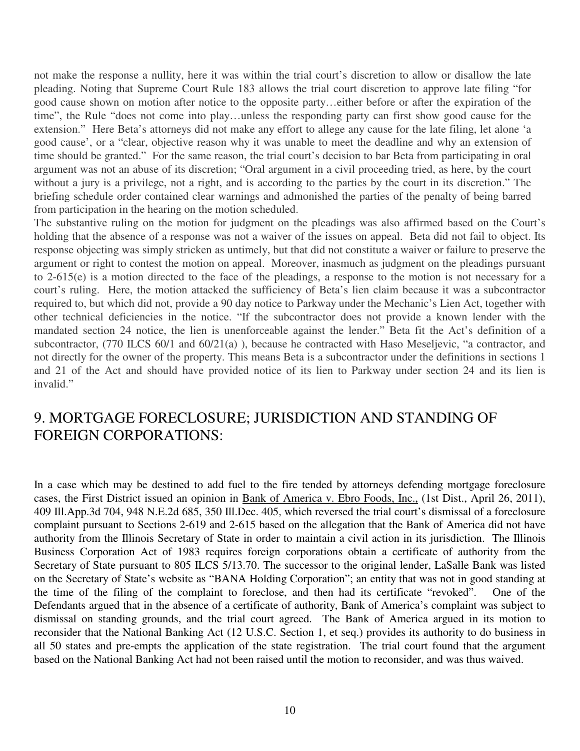not make the response a nullity, here it was within the trial court's discretion to allow or disallow the late pleading. Noting that Supreme Court Rule 183 allows the trial court discretion to approve late filing "for good cause shown on motion after notice to the opposite party…either before or after the expiration of the time", the Rule "does not come into play…unless the responding party can first show good cause for the extension." Here Beta's attorneys did not make any effort to allege any cause for the late filing, let alone 'a good cause', or a "clear, objective reason why it was unable to meet the deadline and why an extension of time should be granted." For the same reason, the trial court's decision to bar Beta from participating in oral argument was not an abuse of its discretion; "Oral argument in a civil proceeding tried, as here, by the court without a jury is a privilege, not a right, and is according to the parties by the court in its discretion." The briefing schedule order contained clear warnings and admonished the parties of the penalty of being barred from participation in the hearing on the motion scheduled.

The substantive ruling on the motion for judgment on the pleadings was also affirmed based on the Court's holding that the absence of a response was not a waiver of the issues on appeal. Beta did not fail to object. Its response objecting was simply stricken as untimely, but that did not constitute a waiver or failure to preserve the argument or right to contest the motion on appeal. Moreover, inasmuch as judgment on the pleadings pursuant to 2-615(e) is a motion directed to the face of the pleadings, a response to the motion is not necessary for a court's ruling. Here, the motion attacked the sufficiency of Beta's lien claim because it was a subcontractor required to, but which did not, provide a 90 day notice to Parkway under the Mechanic's Lien Act, together with other technical deficiencies in the notice. "If the subcontractor does not provide a known lender with the mandated section 24 notice, the lien is unenforceable against the lender." Beta fit the Act's definition of a subcontractor, (770 ILCS 60/1 and 60/21(a) ), because he contracted with Haso Meseljevic, "a contractor, and not directly for the owner of the property. This means Beta is a subcontractor under the definitions in sections 1 and 21 of the Act and should have provided notice of its lien to Parkway under section 24 and its lien is invalid."

## 9. MORTGAGE FORECLOSURE; JURISDICTION AND STANDING OF FOREIGN CORPORATIONS:

In a case which may be destined to add fuel to the fire tended by attorneys defending mortgage foreclosure cases, the First District issued an opinion in Bank of America v. Ebro Foods, Inc., (1st Dist., April 26, 2011), 409 Ill.App.3d 704, 948 N.E.2d 685, 350 Ill.Dec. 405, which reversed the trial court's dismissal of a foreclosure complaint pursuant to Sections 2-619 and 2-615 based on the allegation that the Bank of America did not have authority from the Illinois Secretary of State in order to maintain a civil action in its jurisdiction. The Illinois Business Corporation Act of 1983 requires foreign corporations obtain a certificate of authority from the Secretary of State pursuant to 805 ILCS 5/13.70. The successor to the original lender, LaSalle Bank was listed on the Secretary of State's website as "BANA Holding Corporation"; an entity that was not in good standing at the time of the filing of the complaint to foreclose, and then had its certificate "revoked". One of the Defendants argued that in the absence of a certificate of authority, Bank of America's complaint was subject to dismissal on standing grounds, and the trial court agreed. The Bank of America argued in its motion to reconsider that the National Banking Act (12 U.S.C. Section 1, et seq.) provides its authority to do business in all 50 states and pre-empts the application of the state registration. The trial court found that the argument based on the National Banking Act had not been raised until the motion to reconsider, and was thus waived.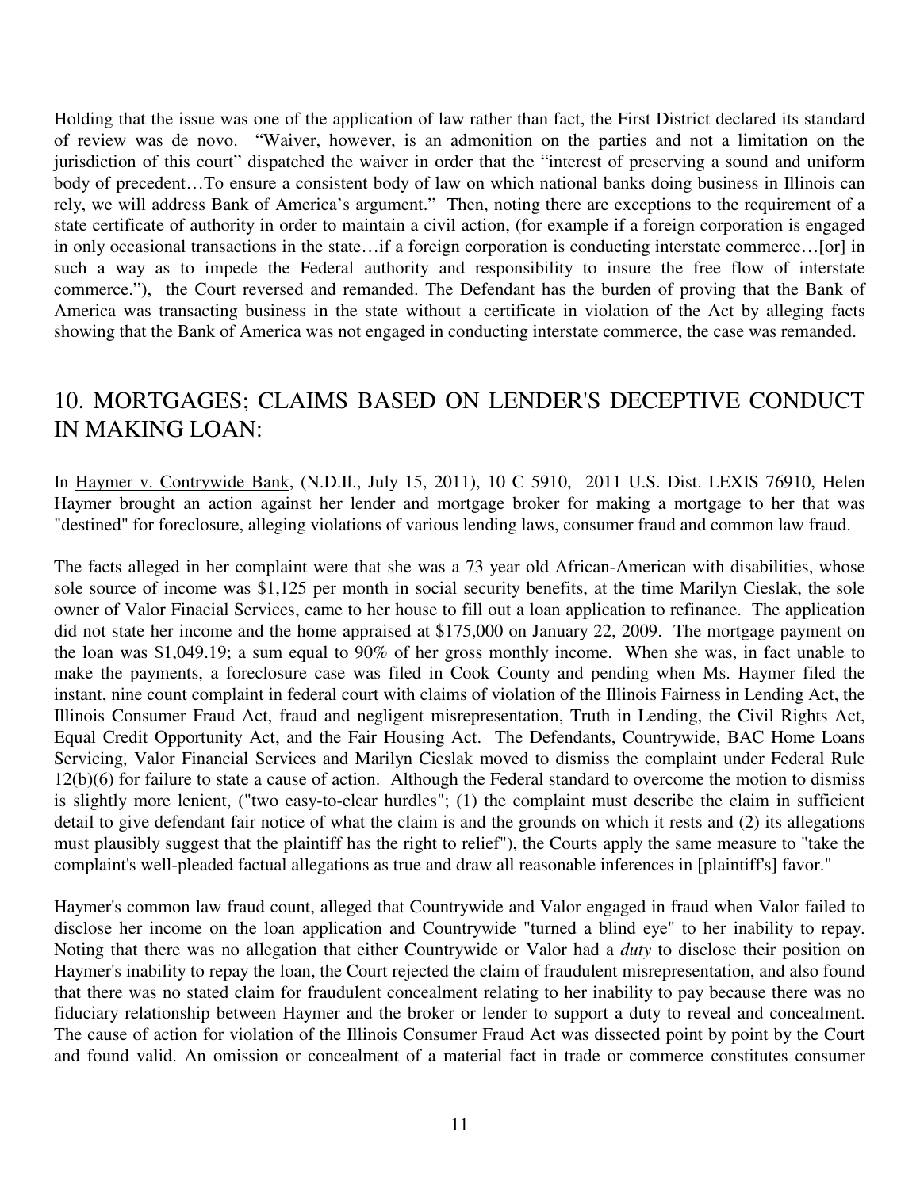Holding that the issue was one of the application of law rather than fact, the First District declared its standard of review was de novo. "Waiver, however, is an admonition on the parties and not a limitation on the jurisdiction of this court" dispatched the waiver in order that the "interest of preserving a sound and uniform body of precedent…To ensure a consistent body of law on which national banks doing business in Illinois can rely, we will address Bank of America's argument." Then, noting there are exceptions to the requirement of a state certificate of authority in order to maintain a civil action, (for example if a foreign corporation is engaged in only occasional transactions in the state…if a foreign corporation is conducting interstate commerce…[or] in such a way as to impede the Federal authority and responsibility to insure the free flow of interstate commerce."), the Court reversed and remanded. The Defendant has the burden of proving that the Bank of America was transacting business in the state without a certificate in violation of the Act by alleging facts showing that the Bank of America was not engaged in conducting interstate commerce, the case was remanded.

## 10. MORTGAGES; CLAIMS BASED ON LENDER'S DECEPTIVE CONDUCT IN MAKING LOAN:

In Haymer v. Contrywide Bank, (N.D.Il., July 15, 2011), 10 C 5910, 2011 U.S. Dist. LEXIS 76910, Helen Haymer brought an action against her lender and mortgage broker for making a mortgage to her that was "destined" for foreclosure, alleging violations of various lending laws, consumer fraud and common law fraud.

The facts alleged in her complaint were that she was a 73 year old African-American with disabilities, whose sole source of income was $1,125 per month in social security benefits, at the time Marilyn Cieslak, the sole owner of Valor Finacial Services, came to her house to fill out a loan application to refinance. The application did not state her income and the home appraised at $175,000 on January 22, 2009. The mortgage payment on the loan was $1,049.19; a sum equal to 90% of her gross monthly income. When she was, in fact unable to make the payments, a foreclosure case was filed in Cook County and pending when Ms. Haymer filed the instant, nine count complaint in federal court with claims of violation of the Illinois Fairness in Lending Act, the Illinois Consumer Fraud Act, fraud and negligent misrepresentation, Truth in Lending, the Civil Rights Act, Equal Credit Opportunity Act, and the Fair Housing Act. The Defendants, Countrywide, BAC Home Loans Servicing, Valor Financial Services and Marilyn Cieslak moved to dismiss the complaint under Federal Rule 12(b)(6) for failure to state a cause of action. Although the Federal standard to overcome the motion to dismiss is slightly more lenient, ("two easy-to-clear hurdles"; (1) the complaint must describe the claim in sufficient detail to give defendant fair notice of what the claim is and the grounds on which it rests and (2) its allegations must plausibly suggest that the plaintiff has the right to relief"), the Courts apply the same measure to "take the complaint's well-pleaded factual allegations as true and draw all reasonable inferences in [plaintiff's] favor."

Haymer's common law fraud count, alleged that Countrywide and Valor engaged in fraud when Valor failed to disclose her income on the loan application and Countrywide "turned a blind eye" to her inability to repay. Noting that there was no allegation that either Countrywide or Valor had a *duty* to disclose their position on Haymer's inability to repay the loan, the Court rejected the claim of fraudulent misrepresentation, and also found that there was no stated claim for fraudulent concealment relating to her inability to pay because there was no fiduciary relationship between Haymer and the broker or lender to support a duty to reveal and concealment. The cause of action for violation of the Illinois Consumer Fraud Act was dissected point by point by the Court and found valid. An omission or concealment of a material fact in trade or commerce constitutes consumer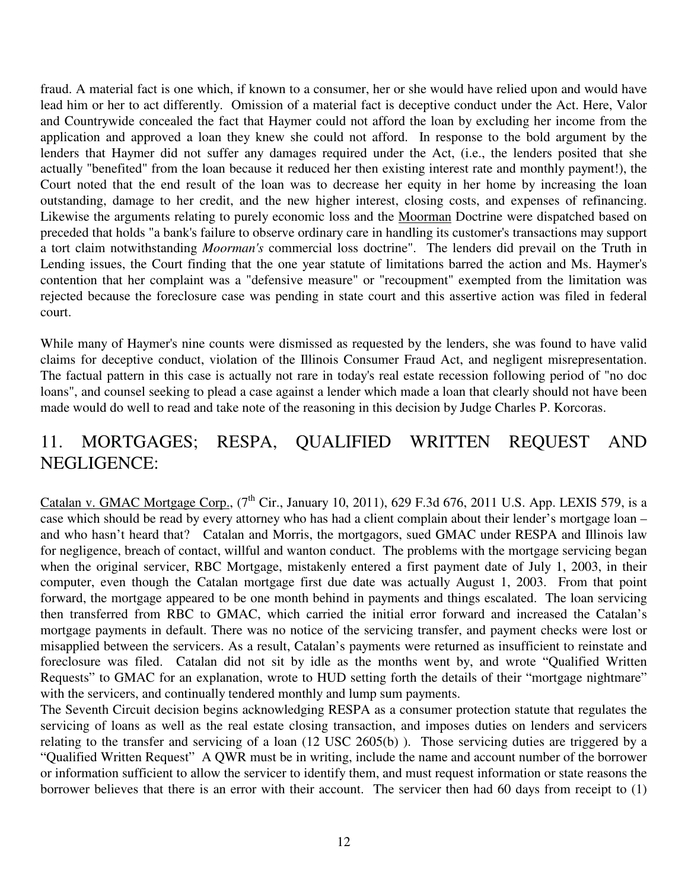fraud. A material fact is one which, if known to a consumer, her or she would have relied upon and would have lead him or her to act differently. Omission of a material fact is deceptive conduct under the Act. Here, Valor and Countrywide concealed the fact that Haymer could not afford the loan by excluding her income from the application and approved a loan they knew she could not afford. In response to the bold argument by the lenders that Haymer did not suffer any damages required under the Act, (i.e., the lenders posited that she actually "benefited" from the loan because it reduced her then existing interest rate and monthly payment!), the Court noted that the end result of the loan was to decrease her equity in her home by increasing the loan outstanding, damage to her credit, and the new higher interest, closing costs, and expenses of refinancing. Likewise the arguments relating to purely economic loss and the Moorman Doctrine were dispatched based on preceded that holds "a bank's failure to observe ordinary care in handling its customer's transactions may support a tort claim notwithstanding *Moorman's* commercial loss doctrine". The lenders did prevail on the Truth in Lending issues, the Court finding that the one year statute of limitations barred the action and Ms. Haymer's contention that her complaint was a "defensive measure" or "recoupment" exempted from the limitation was rejected because the foreclosure case was pending in state court and this assertive action was filed in federal court.

While many of Haymer's nine counts were dismissed as requested by the lenders, she was found to have valid claims for deceptive conduct, violation of the Illinois Consumer Fraud Act, and negligent misrepresentation. The factual pattern in this case is actually not rare in today's real estate recession following period of "no doc loans", and counsel seeking to plead a case against a lender which made a loan that clearly should not have been made would do well to read and take note of the reasoning in this decision by Judge Charles P. Korcoras.

## 11. MORTGAGES; RESPA, QUALIFIED WRITTEN REQUEST AND NEGLIGENCE:

Catalan v. GMAC Mortgage Corp., (7th Cir., January 10, 2011), 629 F.3d 676, 2011 U.S. App. LEXIS 579, is a case which should be read by every attorney who has had a client complain about their lender's mortgage loan – and who hasn't heard that? Catalan and Morris, the mortgagors, sued GMAC under RESPA and Illinois law for negligence, breach of contact, willful and wanton conduct. The problems with the mortgage servicing began when the original servicer, RBC Mortgage, mistakenly entered a first payment date of July 1, 2003, in their computer, even though the Catalan mortgage first due date was actually August 1, 2003. From that point forward, the mortgage appeared to be one month behind in payments and things escalated. The loan servicing then transferred from RBC to GMAC, which carried the initial error forward and increased the Catalan's mortgage payments in default. There was no notice of the servicing transfer, and payment checks were lost or misapplied between the servicers. As a result, Catalan's payments were returned as insufficient to reinstate and foreclosure was filed. Catalan did not sit by idle as the months went by, and wrote "Qualified Written Requests" to GMAC for an explanation, wrote to HUD setting forth the details of their "mortgage nightmare" with the servicers, and continually tendered monthly and lump sum payments.

The Seventh Circuit decision begins acknowledging RESPA as a consumer protection statute that regulates the servicing of loans as well as the real estate closing transaction, and imposes duties on lenders and servicers relating to the transfer and servicing of a loan (12 USC 2605(b) ). Those servicing duties are triggered by a "Qualified Written Request" A QWR must be in writing, include the name and account number of the borrower or information sufficient to allow the servicer to identify them, and must request information or state reasons the borrower believes that there is an error with their account. The servicer then had 60 days from receipt to (1)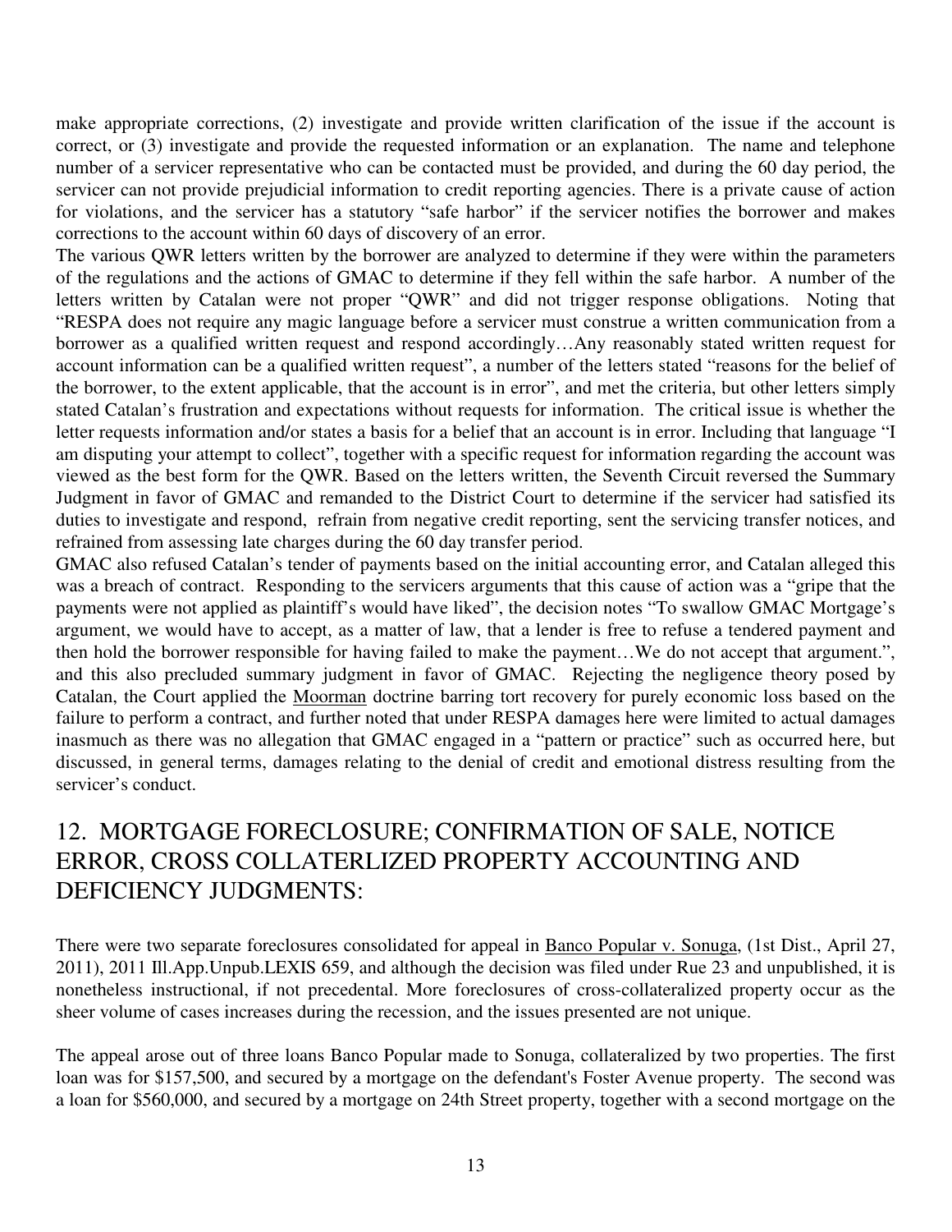make appropriate corrections, (2) investigate and provide written clarification of the issue if the account is correct, or (3) investigate and provide the requested information or an explanation. The name and telephone number of a servicer representative who can be contacted must be provided, and during the 60 day period, the servicer can not provide prejudicial information to credit reporting agencies. There is a private cause of action for violations, and the servicer has a statutory "safe harbor" if the servicer notifies the borrower and makes corrections to the account within 60 days of discovery of an error.

The various QWR letters written by the borrower are analyzed to determine if they were within the parameters of the regulations and the actions of GMAC to determine if they fell within the safe harbor. A number of the letters written by Catalan were not proper "QWR" and did not trigger response obligations. Noting that "RESPA does not require any magic language before a servicer must construe a written communication from a borrower as a qualified written request and respond accordingly…Any reasonably stated written request for account information can be a qualified written request", a number of the letters stated "reasons for the belief of the borrower, to the extent applicable, that the account is in error", and met the criteria, but other letters simply stated Catalan's frustration and expectations without requests for information. The critical issue is whether the letter requests information and/or states a basis for a belief that an account is in error. Including that language "I am disputing your attempt to collect", together with a specific request for information regarding the account was viewed as the best form for the QWR. Based on the letters written, the Seventh Circuit reversed the Summary Judgment in favor of GMAC and remanded to the District Court to determine if the servicer had satisfied its duties to investigate and respond, refrain from negative credit reporting, sent the servicing transfer notices, and refrained from assessing late charges during the 60 day transfer period.

GMAC also refused Catalan's tender of payments based on the initial accounting error, and Catalan alleged this was a breach of contract. Responding to the servicers arguments that this cause of action was a "gripe that the payments were not applied as plaintiff's would have liked", the decision notes "To swallow GMAC Mortgage's argument, we would have to accept, as a matter of law, that a lender is free to refuse a tendered payment and then hold the borrower responsible for having failed to make the payment…We do not accept that argument.", and this also precluded summary judgment in favor of GMAC. Rejecting the negligence theory posed by Catalan, the Court applied the <u>Moorman</u> doctrine barring tort recovery for purely economic loss based on the failure to perform a contract, and further noted that under RESPA damages here were limited to actual damages inasmuch as there was no allegation that GMAC engaged in a "pattern or practice" such as occurred here, but discussed, in general terms, damages relating to the denial of credit and emotional distress resulting from the servicer's conduct.

## 12. MORTGAGE FORECLOSURE; CONFIRMATION OF SALE, NOTICE ERROR, CROSS COLLATERLIZED PROPERTY ACCOUNTING AND DEFICIENCY JUDGMENTS:

There were two separate foreclosures consolidated for appeal in <u>Banco Popular v. Sonuga</u>, (1st Dist., April 27, 2011), 2011 Ill.App.Unpub.LEXIS 659, and although the decision was filed under Rue 23 and unpublished, it is nonetheless instructional, if not precedental. More foreclosures of cross-collateralized property occur as the sheer volume of cases increases during the recession, and the issues presented are not unique.

The appeal arose out of three loans Banco Popular made to Sonuga, collateralized by two properties. The first loan was for $157,500, and secured by a mortgage on the defendant's Foster Avenue property. The second was a loan for $560,000, and secured by a mortgage on 24th Street property, together with a second mortgage on the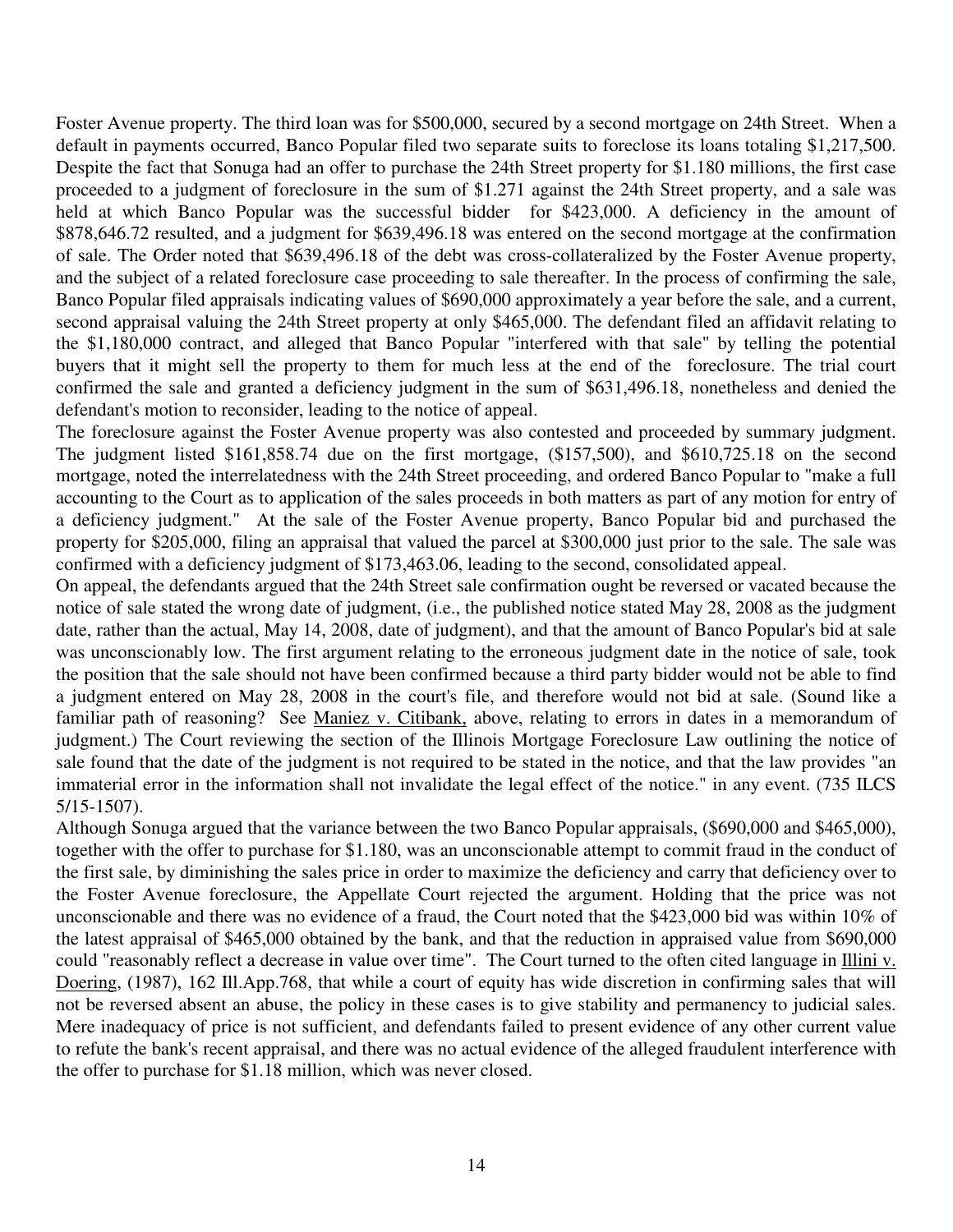Foster Avenue property. The third loan was for $500,000, secured by a second mortgage on 24th Street. When a default in payments occurred, Banco Popular filed two separate suits to foreclose its loans totaling $1,217,500. Despite the fact that Sonuga had an offer to purchase the 24th Street property for $1.180 millions, the first case proceeded to a judgment of foreclosure in the sum of $1.271 against the 24th Street property, and a sale was held at which Banco Popular was the successful bidder for $423,000. A deficiency in the amount of $878,646.72 resulted, and a judgment for $639,496.18 was entered on the second mortgage at the confirmation of sale. The Order noted that $639,496.18 of the debt was cross-collateralized by the Foster Avenue property, and the subject of a related foreclosure case proceeding to sale thereafter. In the process of confirming the sale, Banco Popular filed appraisals indicating values of $690,000 approximately a year before the sale, and a current, second appraisal valuing the 24th Street property at only $465,000. The defendant filed an affidavit relating to the $1,180,000 contract, and alleged that Banco Popular "interfered with that sale" by telling the potential buyers that it might sell the property to them for much less at the end of the foreclosure. The trial court confirmed the sale and granted a deficiency judgment in the sum of $631,496.18, nonetheless and denied the defendant's motion to reconsider, leading to the notice of appeal.

The foreclosure against the Foster Avenue property was also contested and proceeded by summary judgment. The judgment listed $161,858.74 due on the first mortgage, ($157,500), and $610,725.18 on the second mortgage, noted the interrelatedness with the 24th Street proceeding, and ordered Banco Popular to "make a full accounting to the Court as to application of the sales proceeds in both matters as part of any motion for entry of a deficiency judgment." At the sale of the Foster Avenue property, Banco Popular bid and purchased the property for $205,000, filing an appraisal that valued the parcel at $300,000 just prior to the sale. The sale was confirmed with a deficiency judgment of $173,463.06, leading to the second, consolidated appeal.

On appeal, the defendants argued that the 24th Street sale confirmation ought be reversed or vacated because the notice of sale stated the wrong date of judgment, (i.e., the published notice stated May 28, 2008 as the judgment date, rather than the actual, May 14, 2008, date of judgment), and that the amount of Banco Popular's bid at sale was unconscionably low. The first argument relating to the erroneous judgment date in the notice of sale, took the position that the sale should not have been confirmed because a third party bidder would not be able to find a judgment entered on May 28, 2008 in the court's file, and therefore would not bid at sale. (Sound like a familiar path of reasoning? See Maniez v. Citibank, above, relating to errors in dates in a memorandum of judgment.) The Court reviewing the section of the Illinois Mortgage Foreclosure Law outlining the notice of sale found that the date of the judgment is not required to be stated in the notice, and that the law provides "an immaterial error in the information shall not invalidate the legal effect of the notice." in any event. (735 ILCS 5/15-1507).

Although Sonuga argued that the variance between the two Banco Popular appraisals, ($690,000 and $465,000), together with the offer to purchase for $1.180, was an unconscionable attempt to commit fraud in the conduct of the first sale, by diminishing the sales price in order to maximize the deficiency and carry that deficiency over to the Foster Avenue foreclosure, the Appellate Court rejected the argument. Holding that the price was not unconscionable and there was no evidence of a fraud, the Court noted that the $423,000 bid was within 10% of the latest appraisal of $465,000 obtained by the bank, and that the reduction in appraised value from $690,000 could "reasonably reflect a decrease in value over time". The Court turned to the often cited language in Illini v. Doering, (1987), 162 Ill.App.768, that while a court of equity has wide discretion in confirming sales that will not be reversed absent an abuse, the policy in these cases is to give stability and permanency to judicial sales. Mere inadequacy of price is not sufficient, and defendants failed to present evidence of any other current value to refute the bank's recent appraisal, and there was no actual evidence of the alleged fraudulent interference with the offer to purchase for $1.18 million, which was never closed.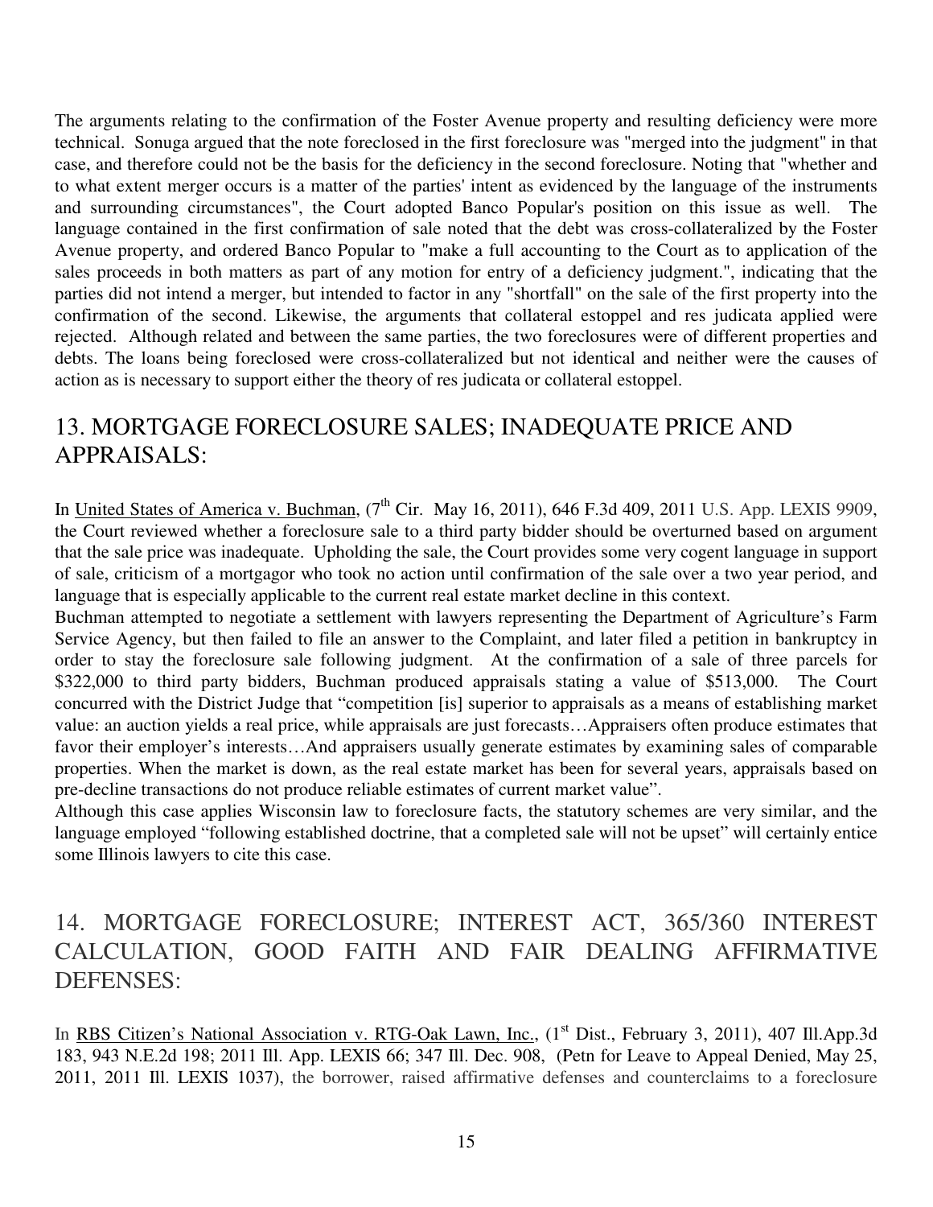The arguments relating to the confirmation of the Foster Avenue property and resulting deficiency were more technical. Sonuga argued that the note foreclosed in the first foreclosure was "merged into the judgment" in that case, and therefore could not be the basis for the deficiency in the second foreclosure. Noting that "whether and to what extent merger occurs is a matter of the parties' intent as evidenced by the language of the instruments and surrounding circumstances", the Court adopted Banco Popular's position on this issue as well. The language contained in the first confirmation of sale noted that the debt was cross-collateralized by the Foster Avenue property, and ordered Banco Popular to "make a full accounting to the Court as to application of the sales proceeds in both matters as part of any motion for entry of a deficiency judgment.", indicating that the parties did not intend a merger, but intended to factor in any "shortfall" on the sale of the first property into the confirmation of the second. Likewise, the arguments that collateral estoppel and res judicata applied were rejected. Although related and between the same parties, the two foreclosures were of different properties and debts. The loans being foreclosed were cross-collateralized but not identical and neither were the causes of action as is necessary to support either the theory of res judicata or collateral estoppel.

## 13. MORTGAGE FORECLOSURE SALES; INADEQUATE PRICE AND APPRAISALS:

In United States of America v. Buchman, (7th Cir. May 16, 2011), 646 F.3d 409, 2011 U.S. App. LEXIS 9909, the Court reviewed whether a foreclosure sale to a third party bidder should be overturned based on argument that the sale price was inadequate. Upholding the sale, the Court provides some very cogent language in support of sale, criticism of a mortgagor who took no action until confirmation of the sale over a two year period, and language that is especially applicable to the current real estate market decline in this context.

Buchman attempted to negotiate a settlement with lawyers representing the Department of Agriculture's Farm Service Agency, but then failed to file an answer to the Complaint, and later filed a petition in bankruptcy in order to stay the foreclosure sale following judgment. At the confirmation of a sale of three parcels for $322,000 to third party bidders, Buchman produced appraisals stating a value of $513,000. The Court concurred with the District Judge that "competition [is] superior to appraisals as a means of establishing market value: an auction yields a real price, while appraisals are just forecasts…Appraisers often produce estimates that favor their employer's interests…And appraisers usually generate estimates by examining sales of comparable properties. When the market is down, as the real estate market has been for several years, appraisals based on pre-decline transactions do not produce reliable estimates of current market value".

Although this case applies Wisconsin law to foreclosure facts, the statutory schemes are very similar, and the language employed "following established doctrine, that a completed sale will not be upset" will certainly entice some Illinois lawyers to cite this case.

## 14. MORTGAGE FORECLOSURE; INTEREST ACT, 365/360 INTEREST CALCULATION, GOOD FAITH AND FAIR DEALING AFFIRMATIVE DEFENSES:

In RBS Citizen's National Association v. RTG-Oak Lawn, Inc., (1st Dist., February 3, 2011), 407 Ill.App.3d 183, 943 N.E.2d 198; 2011 Ill. App. LEXIS 66; 347 Ill. Dec. 908, (Petn for Leave to Appeal Denied, May 25, 2011, 2011 Ill. LEXIS 1037), the borrower, raised affirmative defenses and counterclaims to a foreclosure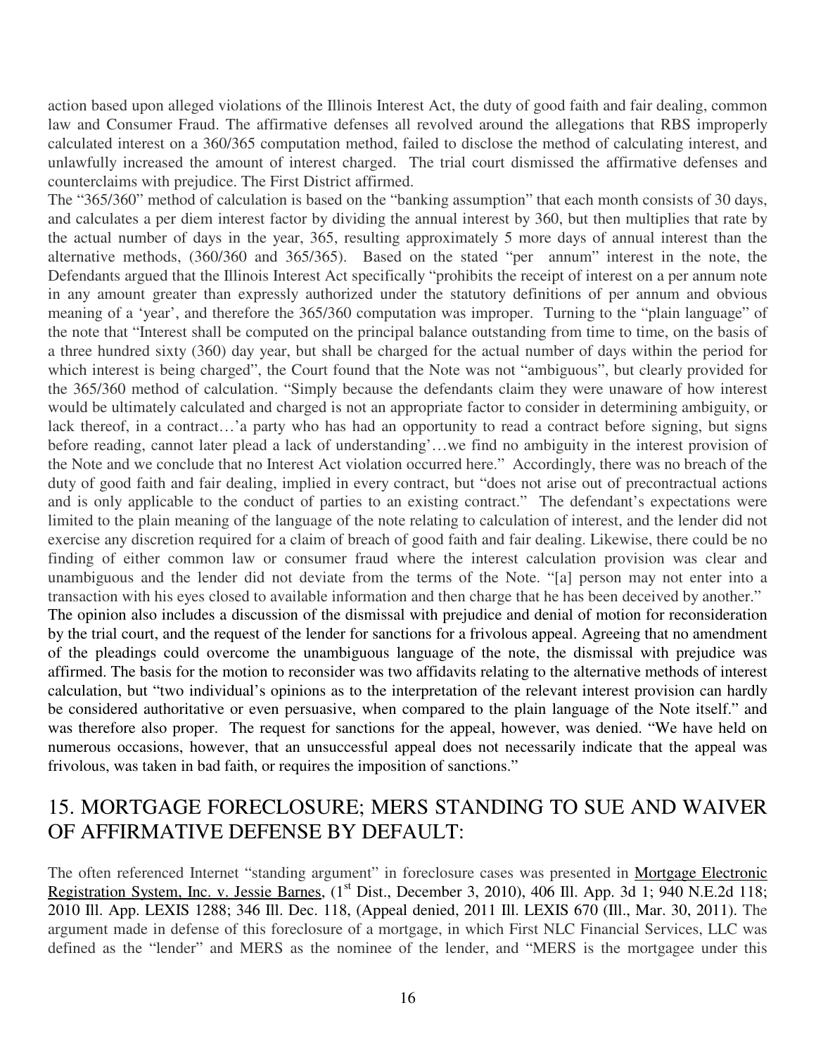action based upon alleged violations of the Illinois Interest Act, the duty of good faith and fair dealing, common law and Consumer Fraud. The affirmative defenses all revolved around the allegations that RBS improperly calculated interest on a 360/365 computation method, failed to disclose the method of calculating interest, and unlawfully increased the amount of interest charged. The trial court dismissed the affirmative defenses and counterclaims with prejudice. The First District affirmed.

The "365/360" method of calculation is based on the "banking assumption" that each month consists of 30 days, and calculates a per diem interest factor by dividing the annual interest by 360, but then multiplies that rate by the actual number of days in the year, 365, resulting approximately 5 more days of annual interest than the alternative methods, (360/360 and 365/365). Based on the stated "per annum" interest in the note, the Defendants argued that the Illinois Interest Act specifically "prohibits the receipt of interest on a per annum note in any amount greater than expressly authorized under the statutory definitions of per annum and obvious meaning of a 'year', and therefore the 365/360 computation was improper. Turning to the "plain language" of the note that "Interest shall be computed on the principal balance outstanding from time to time, on the basis of a three hundred sixty (360) day year, but shall be charged for the actual number of days within the period for which interest is being charged", the Court found that the Note was not "ambiguous", but clearly provided for the 365/360 method of calculation. "Simply because the defendants claim they were unaware of how interest would be ultimately calculated and charged is not an appropriate factor to consider in determining ambiguity, or lack thereof, in a contract…'a party who has had an opportunity to read a contract before signing, but signs before reading, cannot later plead a lack of understanding'…we find no ambiguity in the interest provision of the Note and we conclude that no Interest Act violation occurred here." Accordingly, there was no breach of the duty of good faith and fair dealing, implied in every contract, but "does not arise out of precontractual actions and is only applicable to the conduct of parties to an existing contract." The defendant's expectations were limited to the plain meaning of the language of the note relating to calculation of interest, and the lender did not exercise any discretion required for a claim of breach of good faith and fair dealing. Likewise, there could be no finding of either common law or consumer fraud where the interest calculation provision was clear and unambiguous and the lender did not deviate from the terms of the Note. "[a] person may not enter into a transaction with his eyes closed to available information and then charge that he has been deceived by another."

The opinion also includes a discussion of the dismissal with prejudice and denial of motion for reconsideration by the trial court, and the request of the lender for sanctions for a frivolous appeal. Agreeing that no amendment of the pleadings could overcome the unambiguous language of the note, the dismissal with prejudice was affirmed. The basis for the motion to reconsider was two affidavits relating to the alternative methods of interest calculation, but "two individual's opinions as to the interpretation of the relevant interest provision can hardly be considered authoritative or even persuasive, when compared to the plain language of the Note itself." and was therefore also proper. The request for sanctions for the appeal, however, was denied. "We have held on numerous occasions, however, that an unsuccessful appeal does not necessarily indicate that the appeal was frivolous, was taken in bad faith, or requires the imposition of sanctions."

## 15. MORTGAGE FORECLOSURE; MERS STANDING TO SUE AND WAIVER OF AFFIRMATIVE DEFENSE BY DEFAULT:

The often referenced Internet "standing argument" in foreclosure cases was presented in Mortgage Electronic Registration System, Inc. v. Jessie Barnes, (1st Dist., December 3, 2010), 406 Ill. App. 3d 1; 940 N.E.2d 118; 2010 Ill. App. LEXIS 1288; 346 Ill. Dec. 118, (Appeal denied, 2011 Ill. LEXIS 670 (Ill., Mar. 30, 2011). The argument made in defense of this foreclosure of a mortgage, in which First NLC Financial Services, LLC was defined as the "lender" and MERS as the nominee of the lender, and "MERS is the mortgagee under this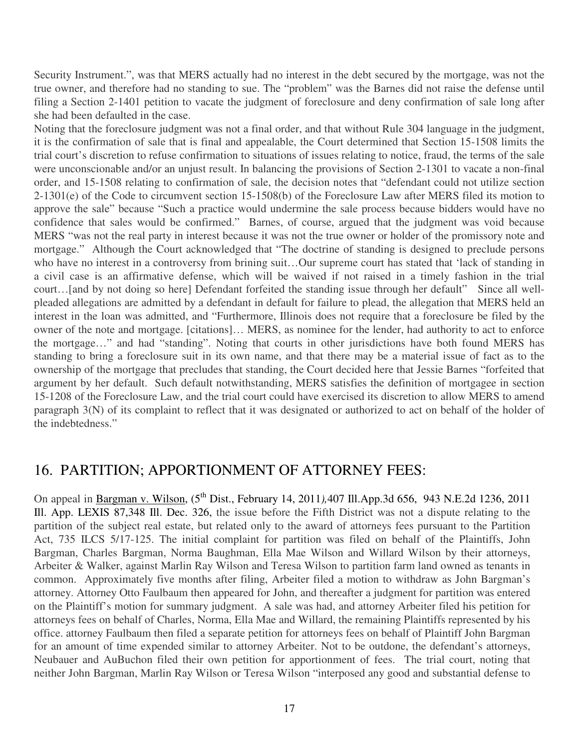Security Instrument.", was that MERS actually had no interest in the debt secured by the mortgage, was not the true owner, and therefore had no standing to sue. The "problem" was the Barnes did not raise the defense until filing a Section 2-1401 petition to vacate the judgment of foreclosure and deny confirmation of sale long after she had been defaulted in the case.

Noting that the foreclosure judgment was not a final order, and that without Rule 304 language in the judgment, it is the confirmation of sale that is final and appealable, the Court determined that Section 15-1508 limits the trial court's discretion to refuse confirmation to situations of issues relating to notice, fraud, the terms of the sale were unconscionable and/or an unjust result. In balancing the provisions of Section 2-1301 to vacate a non-final order, and 15-1508 relating to confirmation of sale, the decision notes that "defendant could not utilize section 2-1301(e) of the Code to circumvent section 15-1508(b) of the Foreclosure Law after MERS filed its motion to approve the sale" because "Such a practice would undermine the sale process because bidders would have no confidence that sales would be confirmed." Barnes, of course, argued that the judgment was void because MERS "was not the real party in interest because it was not the true owner or holder of the promissory note and mortgage." Although the Court acknowledged that "The doctrine of standing is designed to preclude persons who have no interest in a controversy from brining suit…Our supreme court has stated that 'lack of standing in a civil case is an affirmative defense, which will be waived if not raised in a timely fashion in the trial court…[and by not doing so here] Defendant forfeited the standing issue through her default" Since all well-pleaded allegations are admitted by a defendant in default for failure to plead, the allegation that MERS held an interest in the loan was admitted, and "Furthermore, Illinois does not require that a foreclosure be filed by the owner of the note and mortgage. [citations]… MERS, as nominee for the lender, had authority to act to enforce the mortgage…" and had "standing". Noting that courts in other jurisdictions have both found MERS has standing to bring a foreclosure suit in its own name, and that there may be a material issue of fact as to the ownership of the mortgage that precludes that standing, the Court decided here that Jessie Barnes "forfeited that argument by her default. Such default notwithstanding, MERS satisfies the definition of mortgagee in section 15-1208 of the Foreclosure Law, and the trial court could have exercised its discretion to allow MERS to amend paragraph 3(N) of its complaint to reflect that it was designated or authorized to act on behalf of the holder of the indebtedness."

## 16. PARTITION; APPORTIONMENT OF ATTORNEY FEES:

On appeal in Bargman v. Wilson, (5th Dist., February 14, 2011),407 Ill.App.3d 656, 943 N.E.2d 1236, 2011 Ill. App. LEXIS 87,348 Ill. Dec. 326, the issue before the Fifth District was not a dispute relating to the partition of the subject real estate, but related only to the award of attorneys fees pursuant to the Partition Act, 735 ILCS 5/17-125. The initial complaint for partition was filed on behalf of the Plaintiffs, John Bargman, Charles Bargman, Norma Baughman, Ella Mae Wilson and Willard Wilson by their attorneys, Arbeiter & Walker, against Marlin Ray Wilson and Teresa Wilson to partition farm land owned as tenants in common. Approximately five months after filing, Arbeiter filed a motion to withdraw as John Bargman's attorney. Attorney Otto Faulbaum then appeared for John, and thereafter a judgment for partition was entered on the Plaintiff's motion for summary judgment. A sale was had, and attorney Arbeiter filed his petition for attorneys fees on behalf of Charles, Norma, Ella Mae and Willard, the remaining Plaintiffs represented by his office. attorney Faulbaum then filed a separate petition for attorneys fees on behalf of Plaintiff John Bargman for an amount of time expended similar to attorney Arbeiter. Not to be outdone, the defendant's attorneys, Neubauer and AuBuchon filed their own petition for apportionment of fees. The trial court, noting that neither John Bargman, Marlin Ray Wilson or Teresa Wilson "interposed any good and substantial defense to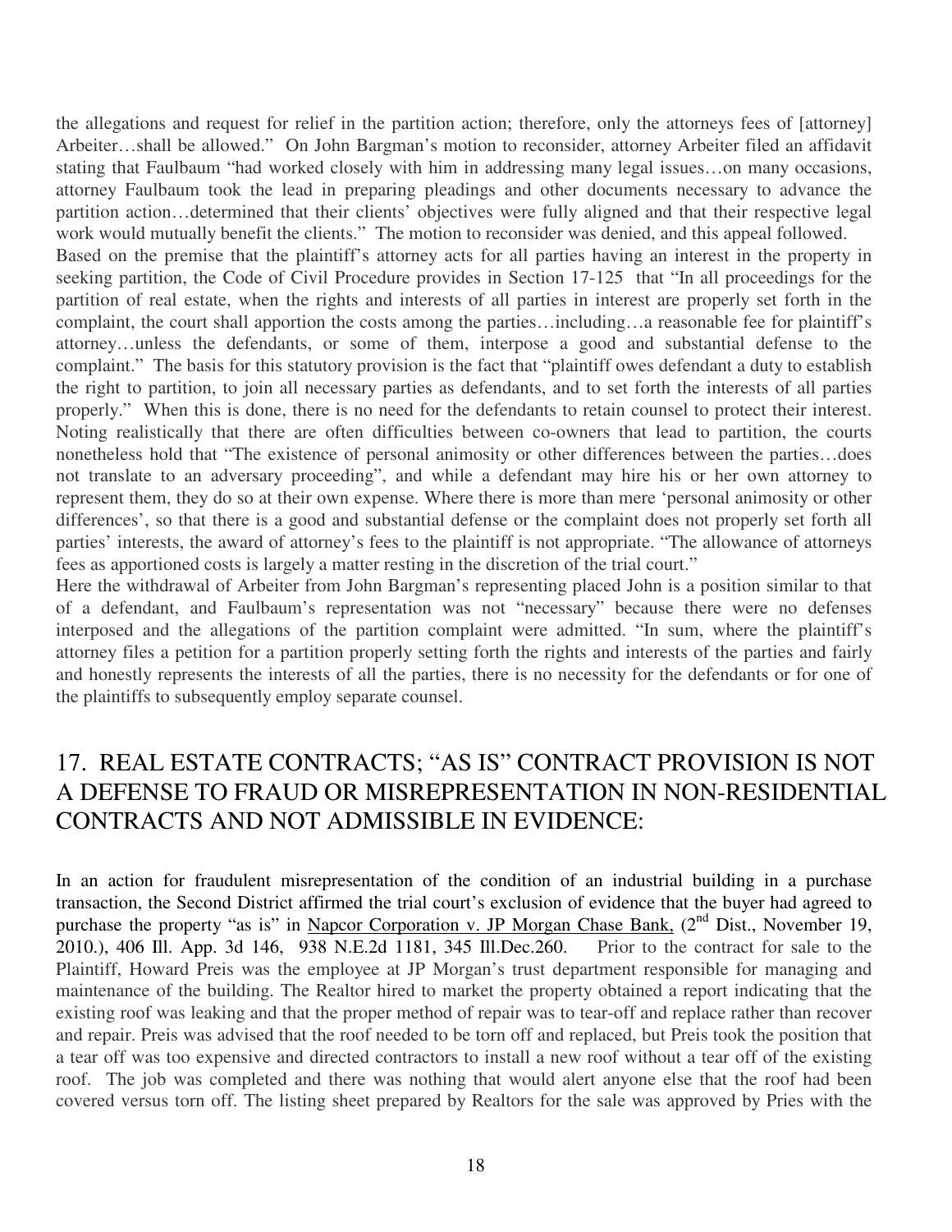the allegations and request for relief in the partition action; therefore, only the attorneys fees of [attorney] Arbeiter…shall be allowed." On John Bargman's motion to reconsider, attorney Arbeiter filed an affidavit stating that Faulbaum "had worked closely with him in addressing many legal issues…on many occasions, attorney Faulbaum took the lead in preparing pleadings and other documents necessary to advance the partition action…determined that their clients' objectives were fully aligned and that their respective legal work would mutually benefit the clients." The motion to reconsider was denied, and this appeal followed.

Based on the premise that the plaintiff's attorney acts for all parties having an interest in the property in seeking partition, the Code of Civil Procedure provides in Section 17-125 that "In all proceedings for the partition of real estate, when the rights and interests of all parties in interest are properly set forth in the complaint, the court shall apportion the costs among the parties…including…a reasonable fee for plaintiff's attorney…unless the defendants, or some of them, interpose a good and substantial defense to the complaint." The basis for this statutory provision is the fact that "plaintiff owes defendant a duty to establish the right to partition, to join all necessary parties as defendants, and to set forth the interests of all parties properly." When this is done, there is no need for the defendants to retain counsel to protect their interest. Noting realistically that there are often difficulties between co-owners that lead to partition, the courts nonetheless hold that "The existence of personal animosity or other differences between the parties…does not translate to an adversary proceeding", and while a defendant may hire his or her own attorney to represent them, they do so at their own expense. Where there is more than mere 'personal animosity or other differences', so that there is a good and substantial defense or the complaint does not properly set forth all parties' interests, the award of attorney's fees to the plaintiff is not appropriate. "The allowance of attorneys fees as apportioned costs is largely a matter resting in the discretion of the trial court."

Here the withdrawal of Arbeiter from John Bargman's representing placed John is a position similar to that of a defendant, and Faulbaum's representation was not "necessary" because there were no defenses interposed and the allegations of the partition complaint were admitted. "In sum, where the plaintiff's attorney files a petition for a partition properly setting forth the rights and interests of the parties and fairly and honestly represents the interests of all the parties, there is no necessity for the defendants or for one of the plaintiffs to subsequently employ separate counsel.

## 17. REAL ESTATE CONTRACTS; "AS IS" CONTRACT PROVISION IS NOT A DEFENSE TO FRAUD OR MISREPRESENTATION IN NON-RESIDENTIAL CONTRACTS AND NOT ADMISSIBLE IN EVIDENCE:

In an action for fraudulent misrepresentation of the condition of an industrial building in a purchase transaction, the Second District affirmed the trial court's exclusion of evidence that the buyer had agreed to purchase the property "as is" in Napcor Corporation v. JP Morgan Chase Bank, (2nd Dist., November 19, 2010.), 406 Ill. App. 3d 146, 938 N.E.2d 1181, 345 Ill.Dec.260. Prior to the contract for sale to the Plaintiff, Howard Preis was the employee at JP Morgan's trust department responsible for managing and maintenance of the building. The Realtor hired to market the property obtained a report indicating that the existing roof was leaking and that the proper method of repair was to tear-off and replace rather than recover and repair. Preis was advised that the roof needed to be torn off and replaced, but Preis took the position that a tear off was too expensive and directed contractors to install a new roof without a tear off of the existing roof. The job was completed and there was nothing that would alert anyone else that the roof had been covered versus torn off. The listing sheet prepared by Realtors for the sale was approved by Pries with the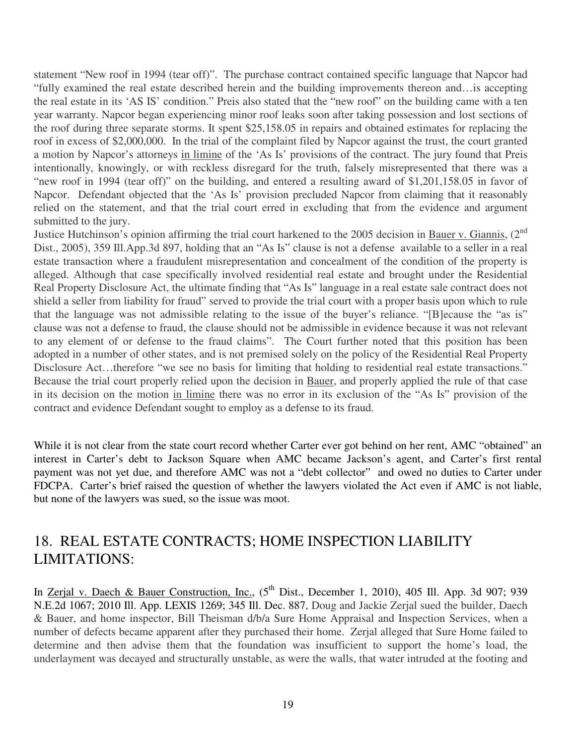statement "New roof in 1994 (tear off)". The purchase contract contained specific language that Napcor had "fully examined the real estate described herein and the building improvements thereon and…is accepting the real estate in its 'AS IS' condition." Preis also stated that the "new roof" on the building came with a ten year warranty. Napcor began experiencing minor roof leaks soon after taking possession and lost sections of the roof during three separate storms. It spent $25,158.05 in repairs and obtained estimates for replacing the roof in excess of $2,000,000. In the trial of the complaint filed by Napcor against the trust, the court granted a motion by Napcor's attorneys in limine of the 'As Is' provisions of the contract. The jury found that Preis intentionally, knowingly, or with reckless disregard for the truth, falsely misrepresented that there was a "new roof in 1994 (tear off)" on the building, and entered a resulting award of $1,201,158.05 in favor of Napcor. Defendant objected that the 'As Is' provision precluded Napcor from claiming that it reasonably relied on the statement, and that the trial court erred in excluding that from the evidence and argument submitted to the jury.

Justice Hutchinson's opinion affirming the trial court harkened to the 2005 decision in Bauer v. Giannis, (2nd Dist., 2005), 359 Ill.App.3d 897, holding that an "As Is" clause is not a defense available to a seller in a real estate transaction where a fraudulent misrepresentation and concealment of the condition of the property is alleged. Although that case specifically involved residential real estate and brought under the Residential Real Property Disclosure Act, the ultimate finding that "As Is" language in a real estate sale contract does not shield a seller from liability for fraud" served to provide the trial court with a proper basis upon which to rule that the language was not admissible relating to the issue of the buyer's reliance. "[B]ecause the "as is" clause was not a defense to fraud, the clause should not be admissible in evidence because it was not relevant to any element of or defense to the fraud claims". The Court further noted that this position has been adopted in a number of other states, and is not premised solely on the policy of the Residential Real Property Disclosure Act…therefore "we see no basis for limiting that holding to residential real estate transactions." Because the trial court properly relied upon the decision in Bauer, and properly applied the rule of that case in its decision on the motion in limine there was no error in its exclusion of the "As Is" provision of the contract and evidence Defendant sought to employ as a defense to its fraud.

While it is not clear from the state court record whether Carter ever got behind on her rent, AMC "obtained" an interest in Carter's debt to Jackson Square when AMC became Jackson's agent, and Carter's first rental payment was not yet due, and therefore AMC was not a "debt collector" and owed no duties to Carter under FDCPA. Carter's brief raised the question of whether the lawyers violated the Act even if AMC is not liable, but none of the lawyers was sued, so the issue was moot.

## 18. REAL ESTATE CONTRACTS; HOME INSPECTION LIABILITY LIMITATIONS:

In Zerjal v. Daech & Bauer Construction, Inc., (5th Dist., December 1, 2010), 405 Ill. App. 3d 907; 939 N.E.2d 1067; 2010 Ill. App. LEXIS 1269; 345 Ill. Dec. 887, Doug and Jackie Zerjal sued the builder, Daech & Bauer, and home inspector, Bill Theisman d/b/a Sure Home Appraisal and Inspection Services, when a number of defects became apparent after they purchased their home. Zerjal alleged that Sure Home failed to determine and then advise them that the foundation was insufficient to support the home's load, the underlayment was decayed and structurally unstable, as were the walls, that water intruded at the footing and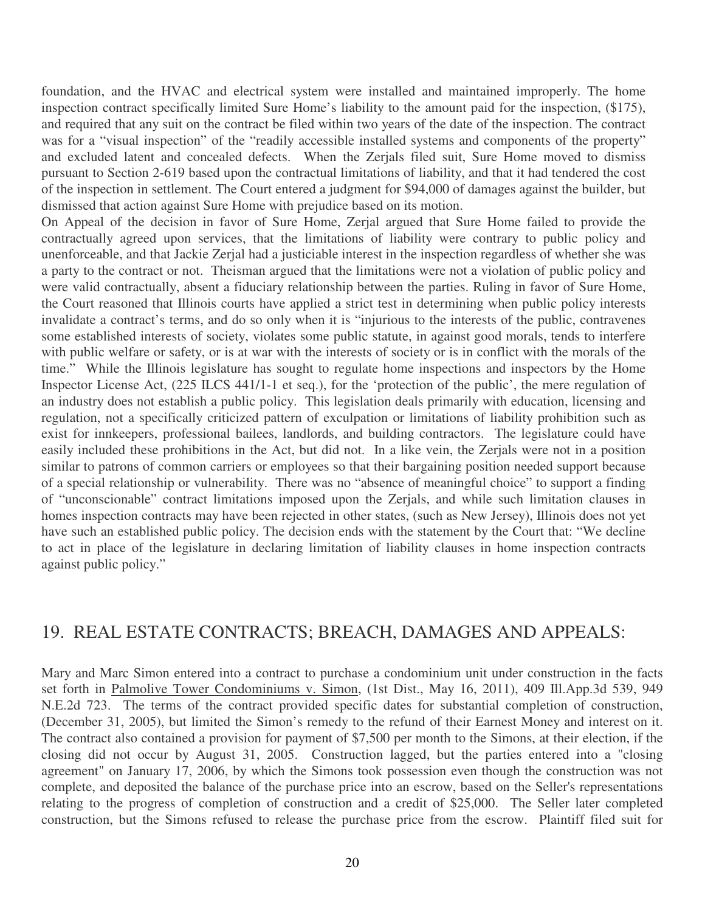foundation, and the HVAC and electrical system were installed and maintained improperly. The home inspection contract specifically limited Sure Home's liability to the amount paid for the inspection, ($175), and required that any suit on the contract be filed within two years of the date of the inspection. The contract was for a "visual inspection" of the "readily accessible installed systems and components of the property" and excluded latent and concealed defects. When the Zerjals filed suit, Sure Home moved to dismiss pursuant to Section 2-619 based upon the contractual limitations of liability, and that it had tendered the cost of the inspection in settlement. The Court entered a judgment for $94,000 of damages against the builder, but dismissed that action against Sure Home with prejudice based on its motion.

On Appeal of the decision in favor of Sure Home, Zerjal argued that Sure Home failed to provide the contractually agreed upon services, that the limitations of liability were contrary to public policy and unenforceable, and that Jackie Zerjal had a justiciable interest in the inspection regardless of whether she was a party to the contract or not. Theisman argued that the limitations were not a violation of public policy and were valid contractually, absent a fiduciary relationship between the parties. Ruling in favor of Sure Home, the Court reasoned that Illinois courts have applied a strict test in determining when public policy interests invalidate a contract's terms, and do so only when it is "injurious to the interests of the public, contravenes some established interests of society, violates some public statute, in against good morals, tends to interfere with public welfare or safety, or is at war with the interests of society or is in conflict with the morals of the time." While the Illinois legislature has sought to regulate home inspections and inspectors by the Home Inspector License Act, (225 ILCS 441/1-1 et seq.), for the 'protection of the public', the mere regulation of an industry does not establish a public policy. This legislation deals primarily with education, licensing and regulation, not a specifically criticized pattern of exculpation or limitations of liability prohibition such as exist for innkeepers, professional bailees, landlords, and building contractors. The legislature could have easily included these prohibitions in the Act, but did not. In a like vein, the Zerjals were not in a position similar to patrons of common carriers or employees so that their bargaining position needed support because of a special relationship or vulnerability. There was no "absence of meaningful choice" to support a finding of "unconscionable" contract limitations imposed upon the Zerjals, and while such limitation clauses in homes inspection contracts may have been rejected in other states, (such as New Jersey), Illinois does not yet have such an established public policy. The decision ends with the statement by the Court that: "We decline to act in place of the legislature in declaring limitation of liability clauses in home inspection contracts against public policy."

## 19. REAL ESTATE CONTRACTS; BREACH, DAMAGES AND APPEALS:

Mary and Marc Simon entered into a contract to purchase a condominium unit under construction in the facts set forth in Palmolive Tower Condominiums v. Simon, (1st Dist., May 16, 2011), 409 Ill.App.3d 539, 949 N.E.2d 723. The terms of the contract provided specific dates for substantial completion of construction, (December 31, 2005), but limited the Simon's remedy to the refund of their Earnest Money and interest on it. The contract also contained a provision for payment of $7,500 per month to the Simons, at their election, if the closing did not occur by August 31, 2005. Construction lagged, but the parties entered into a "closing agreement" on January 17, 2006, by which the Simons took possession even though the construction was not complete, and deposited the balance of the purchase price into an escrow, based on the Seller's representations relating to the progress of completion of construction and a credit of $25,000. The Seller later completed construction, but the Simons refused to release the purchase price from the escrow. Plaintiff filed suit for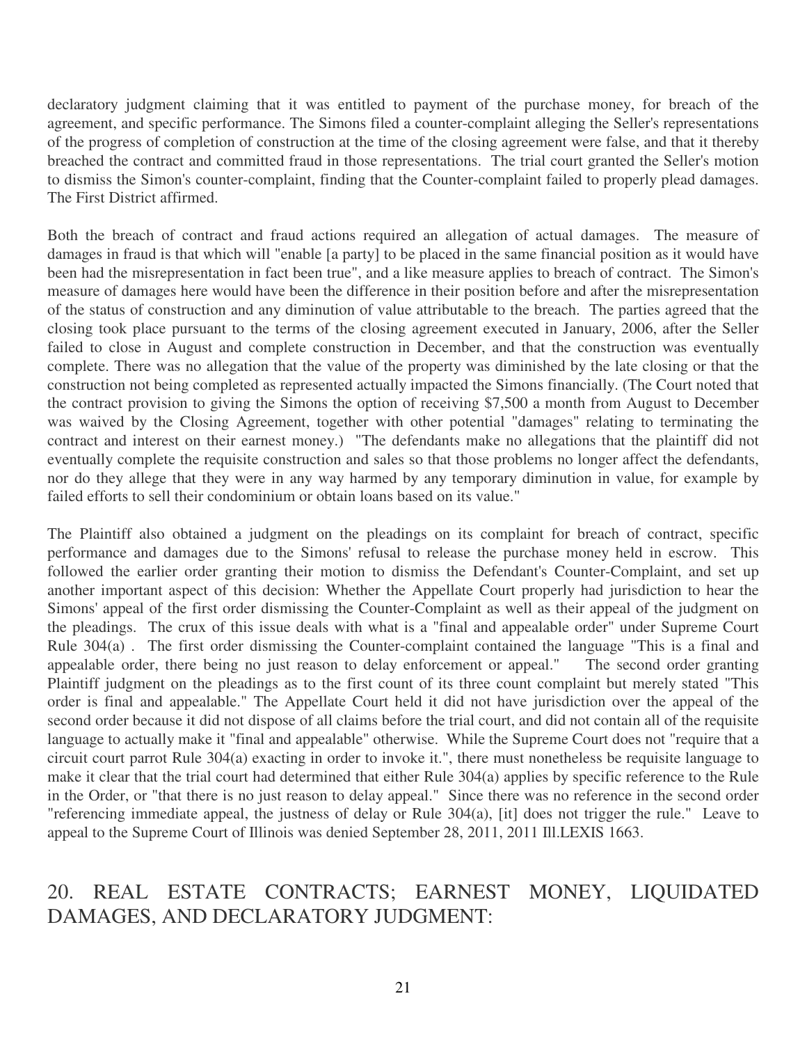declaratory judgment claiming that it was entitled to payment of the purchase money, for breach of the agreement, and specific performance. The Simons filed a counter-complaint alleging the Seller's representations of the progress of completion of construction at the time of the closing agreement were false, and that it thereby breached the contract and committed fraud in those representations. The trial court granted the Seller's motion to dismiss the Simon's counter-complaint, finding that the Counter-complaint failed to properly plead damages. The First District affirmed.

Both the breach of contract and fraud actions required an allegation of actual damages. The measure of damages in fraud is that which will "enable [a party] to be placed in the same financial position as it would have been had the misrepresentation in fact been true", and a like measure applies to breach of contract. The Simon's measure of damages here would have been the difference in their position before and after the misrepresentation of the status of construction and any diminution of value attributable to the breach. The parties agreed that the closing took place pursuant to the terms of the closing agreement executed in January, 2006, after the Seller failed to close in August and complete construction in December, and that the construction was eventually complete. There was no allegation that the value of the property was diminished by the late closing or that the construction not being completed as represented actually impacted the Simons financially. (The Court noted that the contract provision to giving the Simons the option of receiving $7,500 a month from August to December was waived by the Closing Agreement, together with other potential "damages" relating to terminating the contract and interest on their earnest money.) "The defendants make no allegations that the plaintiff did not eventually complete the requisite construction and sales so that those problems no longer affect the defendants, nor do they allege that they were in any way harmed by any temporary diminution in value, for example by failed efforts to sell their condominium or obtain loans based on its value."

The Plaintiff also obtained a judgment on the pleadings on its complaint for breach of contract, specific performance and damages due to the Simons' refusal to release the purchase money held in escrow. This followed the earlier order granting their motion to dismiss the Defendant's Counter-Complaint, and set up another important aspect of this decision: Whether the Appellate Court properly had jurisdiction to hear the Simons' appeal of the first order dismissing the Counter-Complaint as well as their appeal of the judgment on the pleadings. The crux of this issue deals with what is a "final and appealable order" under Supreme Court Rule 304(a) . The first order dismissing the Counter-complaint contained the language "This is a final and appealable order, there being no just reason to delay enforcement or appeal." The second order granting Plaintiff judgment on the pleadings as to the first count of its three count complaint but merely stated "This order is final and appealable." The Appellate Court held it did not have jurisdiction over the appeal of the second order because it did not dispose of all claims before the trial court, and did not contain all of the requisite language to actually make it "final and appealable" otherwise. While the Supreme Court does not "require that a circuit court parrot Rule 304(a) exacting in order to invoke it.", there must nonetheless be requisite language to make it clear that the trial court had determined that either Rule 304(a) applies by specific reference to the Rule in the Order, or "that there is no just reason to delay appeal." Since there was no reference in the second order "referencing immediate appeal, the justness of delay or Rule 304(a), [it] does not trigger the rule." Leave to appeal to the Supreme Court of Illinois was denied September 28, 2011, 2011 Ill.LEXIS 1663.

## 20. REAL ESTATE CONTRACTS; EARNEST MONEY, LIQUIDATED DAMAGES, AND DECLARATORY JUDGMENT: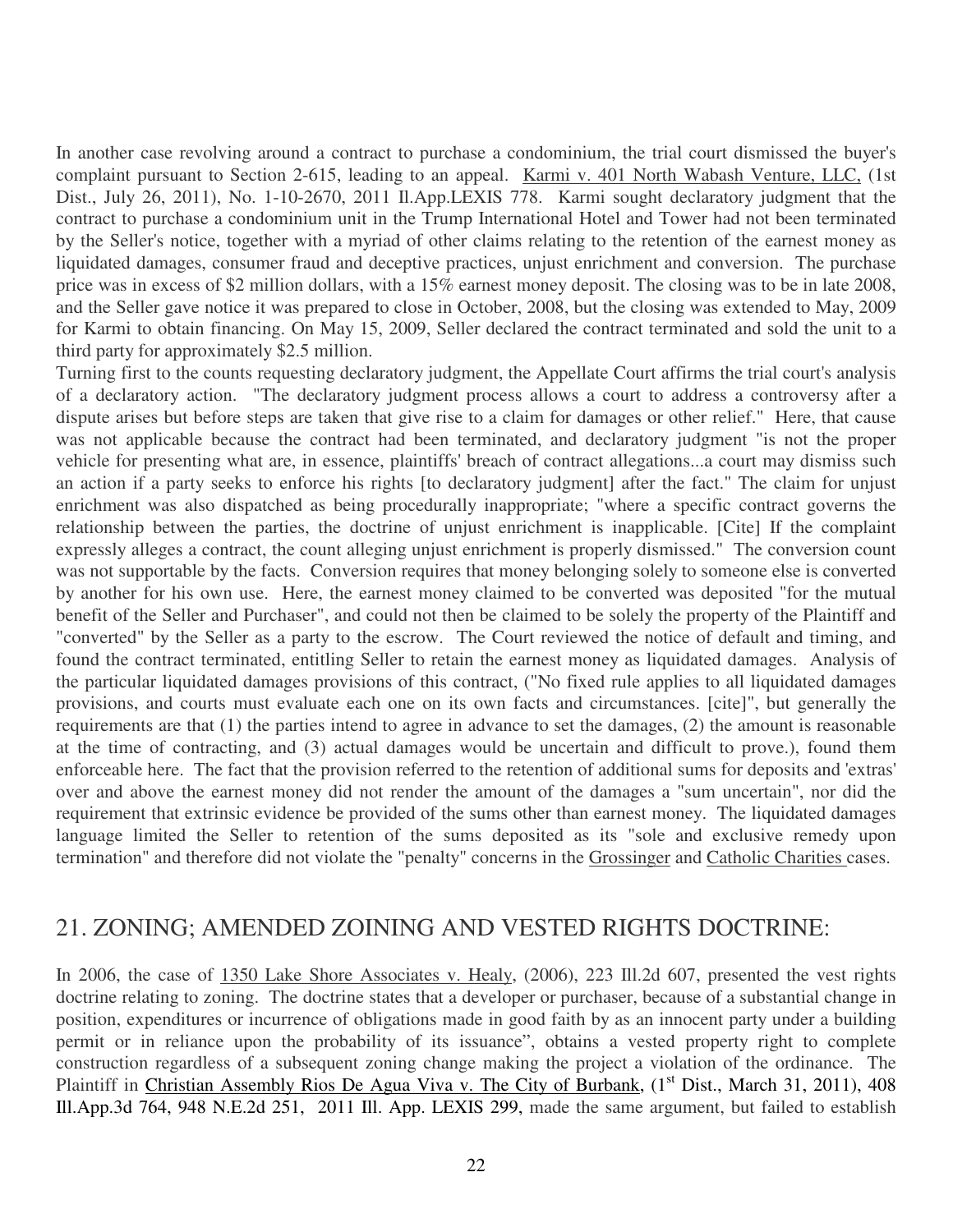In another case revolving around a contract to purchase a condominium, the trial court dismissed the buyer's complaint pursuant to Section 2-615, leading to an appeal. Karmi v. 401 North Wabash Venture, LLC, (1st Dist., July 26, 2011), No. 1-10-2670, 2011 Il.App.LEXIS 778. Karmi sought declaratory judgment that the contract to purchase a condominium unit in the Trump International Hotel and Tower had not been terminated by the Seller's notice, together with a myriad of other claims relating to the retention of the earnest money as liquidated damages, consumer fraud and deceptive practices, unjust enrichment and conversion. The purchase price was in excess of $2 million dollars, with a 15% earnest money deposit. The closing was to be in late 2008, and the Seller gave notice it was prepared to close in October, 2008, but the closing was extended to May, 2009 for Karmi to obtain financing. On May 15, 2009, Seller declared the contract terminated and sold the unit to a third party for approximately $2.5 million.

Turning first to the counts requesting declaratory judgment, the Appellate Court affirms the trial court's analysis of a declaratory action. "The declaratory judgment process allows a court to address a controversy after a dispute arises but before steps are taken that give rise to a claim for damages or other relief." Here, that cause was not applicable because the contract had been terminated, and declaratory judgment "is not the proper vehicle for presenting what are, in essence, plaintiffs' breach of contract allegations...a court may dismiss such an action if a party seeks to enforce his rights [to declaratory judgment] after the fact." The claim for unjust enrichment was also dispatched as being procedurally inappropriate; "where a specific contract governs the relationship between the parties, the doctrine of unjust enrichment is inapplicable. [Cite] If the complaint expressly alleges a contract, the count alleging unjust enrichment is properly dismissed." The conversion count was not supportable by the facts. Conversion requires that money belonging solely to someone else is converted by another for his own use. Here, the earnest money claimed to be converted was deposited "for the mutual benefit of the Seller and Purchaser", and could not then be claimed to be solely the property of the Plaintiff and "converted" by the Seller as a party to the escrow. The Court reviewed the notice of default and timing, and found the contract terminated, entitling Seller to retain the earnest money as liquidated damages. Analysis of the particular liquidated damages provisions of this contract, ("No fixed rule applies to all liquidated damages provisions, and courts must evaluate each one on its own facts and circumstances. [cite]", but generally the requirements are that (1) the parties intend to agree in advance to set the damages, (2) the amount is reasonable at the time of contracting, and (3) actual damages would be uncertain and difficult to prove.), found them enforceable here. The fact that the provision referred to the retention of additional sums for deposits and 'extras' over and above the earnest money did not render the amount of the damages a "sum uncertain", nor did the requirement that extrinsic evidence be provided of the sums other than earnest money. The liquidated damages language limited the Seller to retention of the sums deposited as its "sole and exclusive remedy upon termination" and therefore did not violate the "penalty" concerns in the Grossinger and Catholic Charities cases.

## 21. ZONING; AMENDED ZONING AND VESTED RIGHTS DOCTRINE:

In 2006, the case of 1350 Lake Shore Associates v. Healy, (2006), 223 Ill.2d 607, presented the vest rights doctrine relating to zoning. The doctrine states that a developer or purchaser, because of a substantial change in position, expenditures or incurrence of obligations made in good faith by as an innocent party under a building permit or in reliance upon the probability of its issuance", obtains a vested property right to complete construction regardless of a subsequent zoning change making the project a violation of the ordinance. The Plaintiff in Christian Assembly Rios De Agua Viva v. The City of Burbank, (1st Dist., March 31, 2011), 408 Ill.App.3d 764, 948 N.E.2d 251, 2011 Ill. App. LEXIS 299, made the same argument, but failed to establish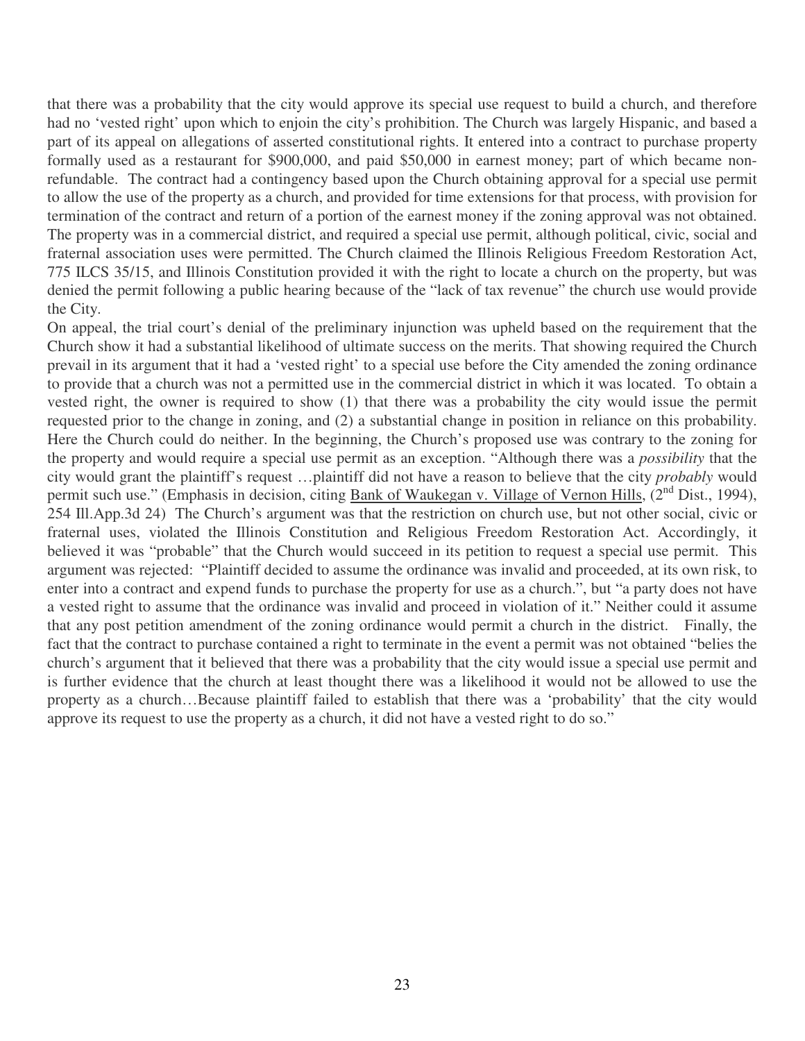that there was a probability that the city would approve its special use request to build a church, and therefore had no 'vested right' upon which to enjoin the city's prohibition. The Church was largely Hispanic, and based a part of its appeal on allegations of asserted constitutional rights. It entered into a contract to purchase property formally used as a restaurant for $900,000, and paid $50,000 in earnest money; part of which became non-refundable. The contract had a contingency based upon the Church obtaining approval for a special use permit to allow the use of the property as a church, and provided for time extensions for that process, with provision for termination of the contract and return of a portion of the earnest money if the zoning approval was not obtained. The property was in a commercial district, and required a special use permit, although political, civic, social and fraternal association uses were permitted. The Church claimed the Illinois Religious Freedom Restoration Act, 775 ILCS 35/15, and Illinois Constitution provided it with the right to locate a church on the property, but was denied the permit following a public hearing because of the "lack of tax revenue" the church use would provide the City.

On appeal, the trial court's denial of the preliminary injunction was upheld based on the requirement that the Church show it had a substantial likelihood of ultimate success on the merits. That showing required the Church prevail in its argument that it had a 'vested right' to a special use before the City amended the zoning ordinance to provide that a church was not a permitted use in the commercial district in which it was located. To obtain a vested right, the owner is required to show (1) that there was a probability the city would issue the permit requested prior to the change in zoning, and (2) a substantial change in position in reliance on this probability. Here the Church could do neither. In the beginning, the Church's proposed use was contrary to the zoning for the property and would require a special use permit as an exception. "Although there was a *possibility* that the city would grant the plaintiff's request …plaintiff did not have a reason to believe that the city *probably* would permit such use." (Emphasis in decision, citing Bank of Waukegan v. Village of Vernon Hills, (2nd Dist., 1994), 254 Ill.App.3d 24) The Church's argument was that the restriction on church use, but not other social, civic or fraternal uses, violated the Illinois Constitution and Religious Freedom Restoration Act. Accordingly, it believed it was "probable" that the Church would succeed in its petition to request a special use permit. This argument was rejected: "Plaintiff decided to assume the ordinance was invalid and proceeded, at its own risk, to enter into a contract and expend funds to purchase the property for use as a church.", but "a party does not have a vested right to assume that the ordinance was invalid and proceed in violation of it." Neither could it assume that any post petition amendment of the zoning ordinance would permit a church in the district. Finally, the fact that the contract to purchase contained a right to terminate in the event a permit was not obtained "belies the church's argument that it believed that there was a probability that the city would issue a special use permit and is further evidence that the church at least thought there was a likelihood it would not be allowed to use the property as a church…Because plaintiff failed to establish that there was a 'probability' that the city would approve its request to use the property as a church, it did not have a vested right to do so."